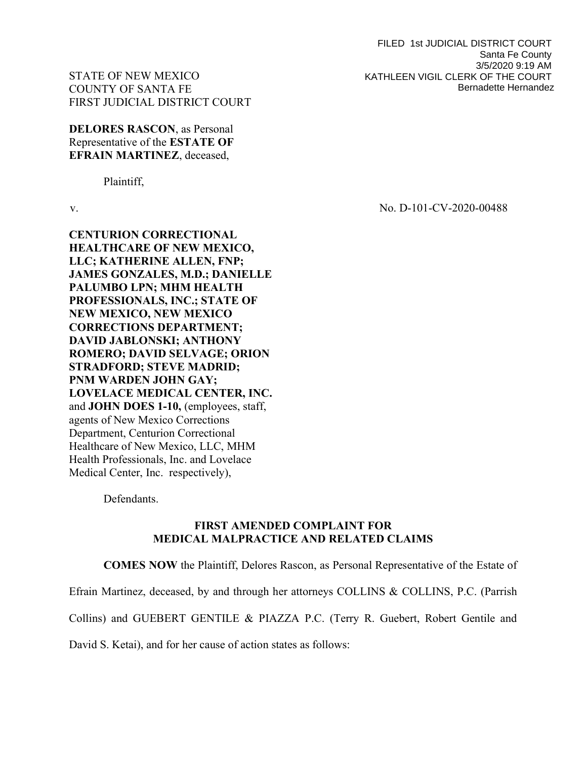FILED 1st JUDICIAL DISTRICT COURT
Santa Fe County
3/5/2020 9:19 AM
KATHLEEN VIGIL CLERK OF THE COURT
Bernadette Hernandez

STATE OF NEW MEXICO
COUNTY OF SANTA FE
FIRST JUDICIAL DISTRICT COURT

**DELORES RASCON**, as Personal Representative of the **ESTATE OF EFRAIN MARTINEZ**, deceased,

Plaintiff,

v. No. D-101-CV-2020-00488

**CENTURION CORRECTIONAL HEALTHCARE OF NEW MEXICO, LLC; KATHERINE ALLEN, FNP; JAMES GONZALES, M.D.; DANIELLE PALUMBO LPN; MHM HEALTH PROFESSIONALS, INC.; STATE OF NEW MEXICO, NEW MEXICO CORRECTIONS DEPARTMENT; DAVID JABLONSKI; ANTHONY ROMERO; DAVID SELVAGE; ORION STRADFORD; STEVE MADRID; PNM WARDEN JOHN GAY; LOVELACE MEDICAL CENTER, INC.** and **JOHN DOES 1-10,** (employees, staff, agents of New Mexico Corrections Department, Centurion Correctional Healthcare of New Mexico, LLC, MHM Health Professionals, Inc. and Lovelace Medical Center, Inc. respectively),

Defendants.

**FIRST AMENDED COMPLAINT FOR MEDICAL MALPRACTICE AND RELATED CLAIMS**

**COMES NOW** the Plaintiff, Delores Rascon, as Personal Representative of the Estate of Efrain Martinez, deceased, by and through her attorneys COLLINS & COLLINS, P.C. (Parrish Collins) and GUEBERT GENTILE & PIAZZA P.C. (Terry R. Guebert, Robert Gentile and David S. Ketai), and for her cause of action states as follows: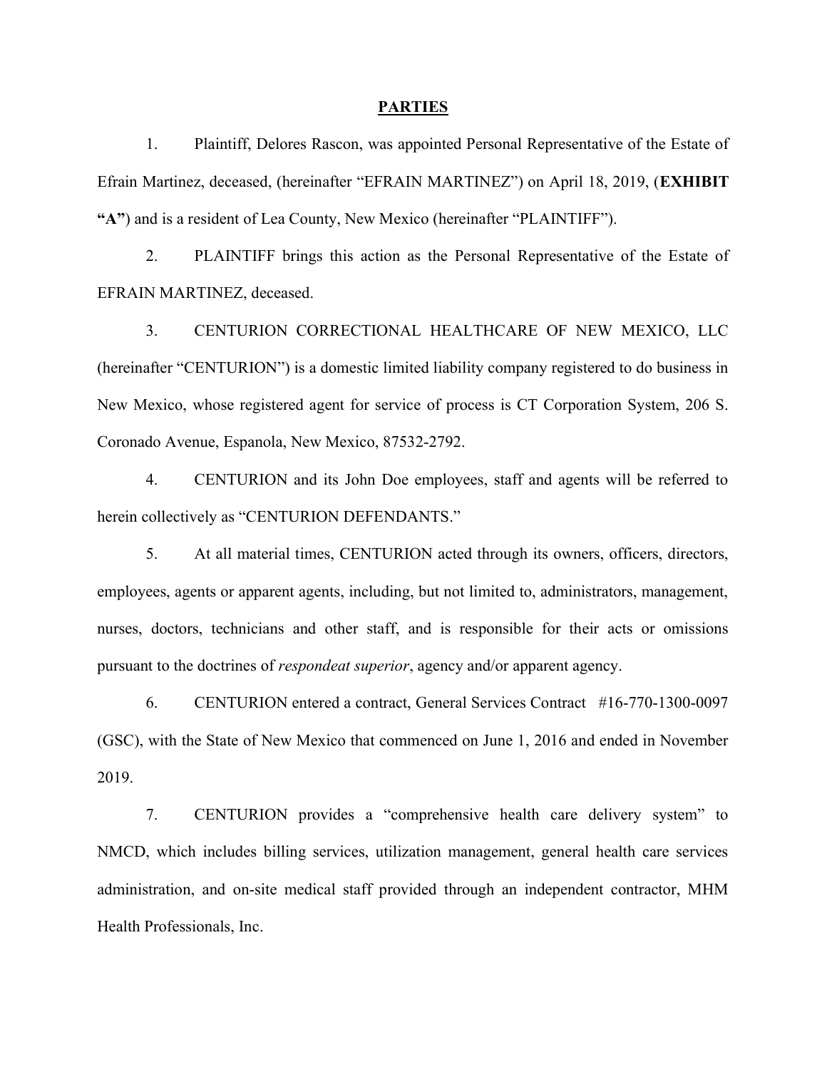## PARTIES

1. Plaintiff, Delores Rascon, was appointed Personal Representative of the Estate of Efrain Martinez, deceased, (hereinafter "EFRAIN MARTINEZ") on April 18, 2019, (**EXHIBIT "A"**) and is a resident of Lea County, New Mexico (hereinafter "PLAINTIFF").

2. PLAINTIFF brings this action as the Personal Representative of the Estate of EFRAIN MARTINEZ, deceased.

3. CENTURION CORRECTIONAL HEALTHCARE OF NEW MEXICO, LLC (hereinafter "CENTURION") is a domestic limited liability company registered to do business in New Mexico, whose registered agent for service of process is CT Corporation System, 206 S. Coronado Avenue, Espanola, New Mexico, 87532-2792.

4. CENTURION and its John Doe employees, staff and agents will be referred to herein collectively as "CENTURION DEFENDANTS."

5. At all material times, CENTURION acted through its owners, officers, directors, employees, agents or apparent agents, including, but not limited to, administrators, management, nurses, doctors, technicians and other staff, and is responsible for their acts or omissions pursuant to the doctrines of *respondeat superior*, agency and/or apparent agency.

6. CENTURION entered a contract, General Services Contract #16-770-1300-0097 (GSC), with the State of New Mexico that commenced on June 1, 2016 and ended in November 2019.

7. CENTURION provides a "comprehensive health care delivery system" to NMCD, which includes billing services, utilization management, general health care services administration, and on-site medical staff provided through an independent contractor, MHM Health Professionals, Inc.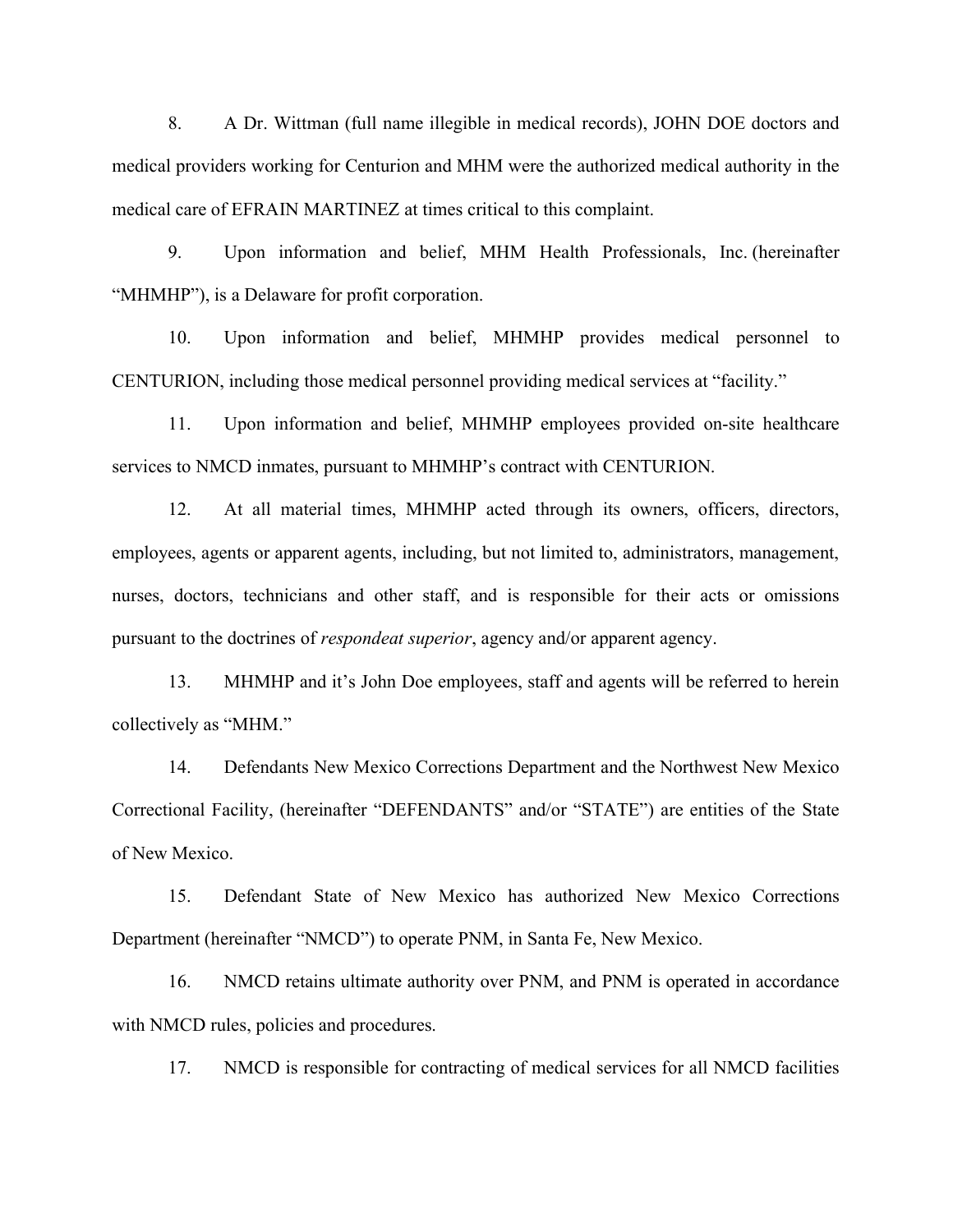8. A Dr. Wittman (full name illegible in medical records), JOHN DOE doctors and medical providers working for Centurion and MHM were the authorized medical authority in the medical care of EFRAIN MARTINEZ at times critical to this complaint.

9. Upon information and belief, MHM Health Professionals, Inc. (hereinafter "MHMHP"), is a Delaware for profit corporation.

10. Upon information and belief, MHMHP provides medical personnel to CENTURION, including those medical personnel providing medical services at "facility."

11. Upon information and belief, MHMHP employees provided on-site healthcare services to NMCD inmates, pursuant to MHMHP's contract with CENTURION.

12. At all material times, MHMHP acted through its owners, officers, directors, employees, agents or apparent agents, including, but not limited to, administrators, management, nurses, doctors, technicians and other staff, and is responsible for their acts or omissions pursuant to the doctrines of *respondeat superior*, agency and/or apparent agency.

13. MHMHP and it's John Doe employees, staff and agents will be referred to herein collectively as "MHM."

14. Defendants New Mexico Corrections Department and the Northwest New Mexico Correctional Facility, (hereinafter "DEFENDANTS" and/or "STATE") are entities of the State of New Mexico.

15. Defendant State of New Mexico has authorized New Mexico Corrections Department (hereinafter "NMCD") to operate PNM, in Santa Fe, New Mexico.

16. NMCD retains ultimate authority over PNM, and PNM is operated in accordance with NMCD rules, policies and procedures.

17. NMCD is responsible for contracting of medical services for all NMCD facilities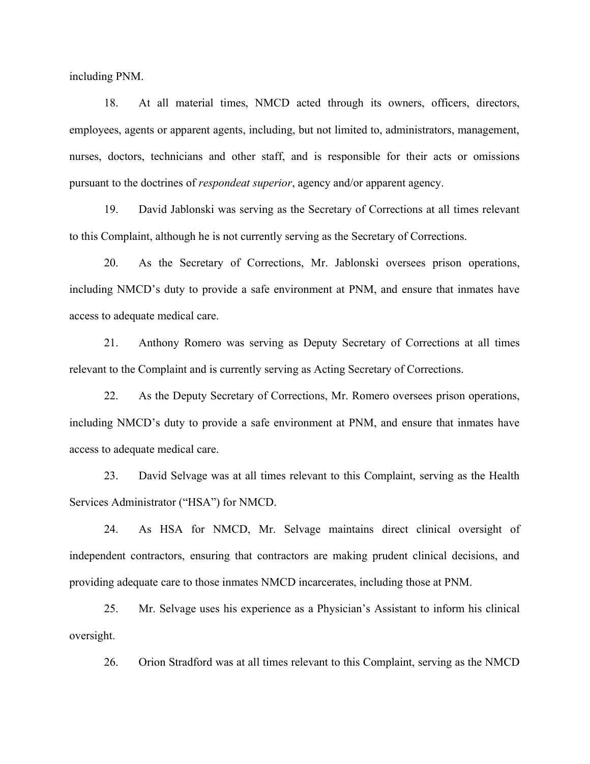including PNM.

18. At all material times, NMCD acted through its owners, officers, directors, employees, agents or apparent agents, including, but not limited to, administrators, management, nurses, doctors, technicians and other staff, and is responsible for their acts or omissions pursuant to the doctrines of *respondeat superior*, agency and/or apparent agency.

19. David Jablonski was serving as the Secretary of Corrections at all times relevant to this Complaint, although he is not currently serving as the Secretary of Corrections.

20. As the Secretary of Corrections, Mr. Jablonski oversees prison operations, including NMCD's duty to provide a safe environment at PNM, and ensure that inmates have access to adequate medical care.

21. Anthony Romero was serving as Deputy Secretary of Corrections at all times relevant to the Complaint and is currently serving as Acting Secretary of Corrections.

22. As the Deputy Secretary of Corrections, Mr. Romero oversees prison operations, including NMCD's duty to provide a safe environment at PNM, and ensure that inmates have access to adequate medical care.

23. David Selvage was at all times relevant to this Complaint, serving as the Health Services Administrator ("HSA") for NMCD.

24. As HSA for NMCD, Mr. Selvage maintains direct clinical oversight of independent contractors, ensuring that contractors are making prudent clinical decisions, and providing adequate care to those inmates NMCD incarcerates, including those at PNM.

25. Mr. Selvage uses his experience as a Physician's Assistant to inform his clinical oversight.

26. Orion Stradford was at all times relevant to this Complaint, serving as the NMCD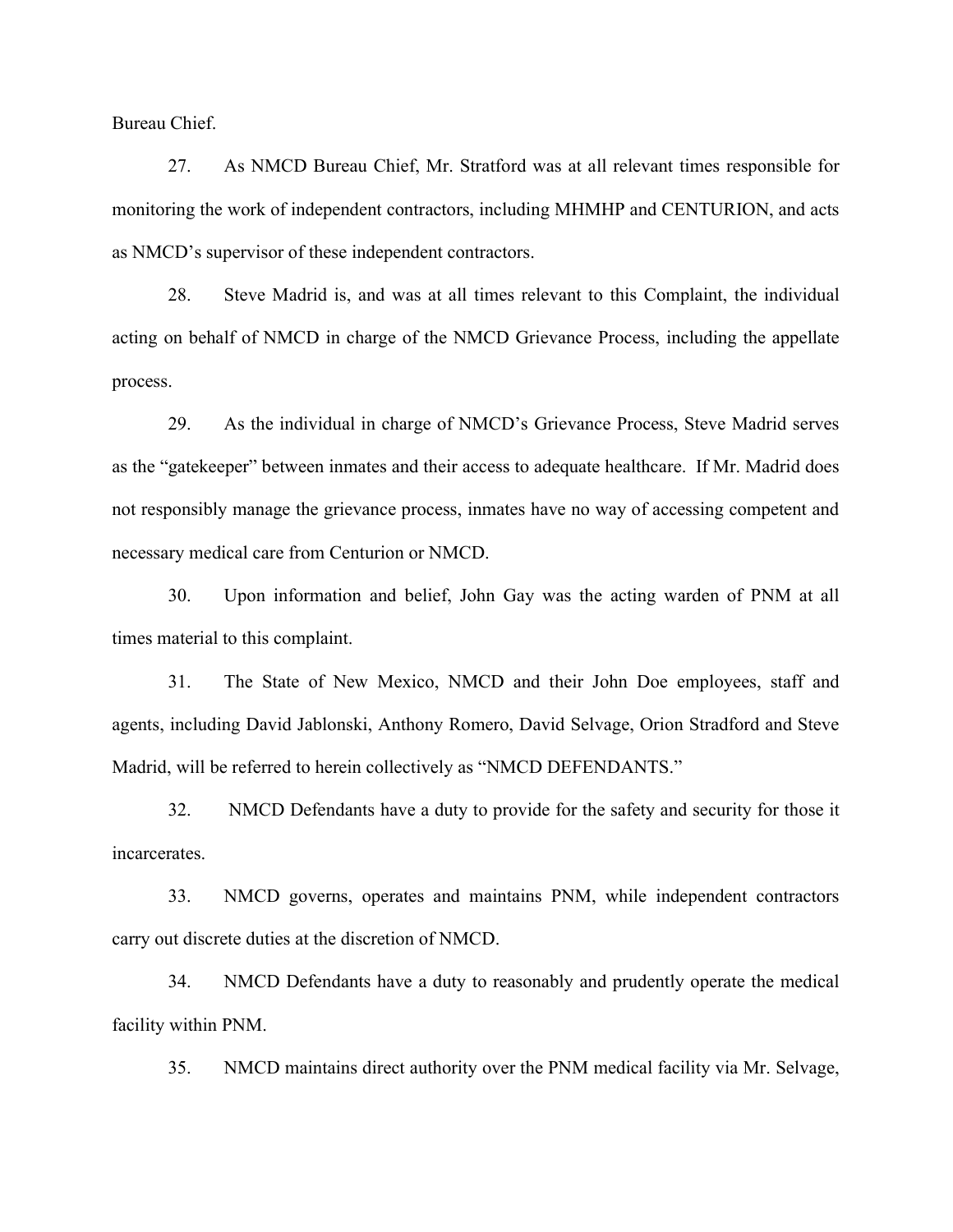Bureau Chief.

27. As NMCD Bureau Chief, Mr. Stratford was at all relevant times responsible for monitoring the work of independent contractors, including MHMHP and CENTURION, and acts as NMCD's supervisor of these independent contractors.

28. Steve Madrid is, and was at all times relevant to this Complaint, the individual acting on behalf of NMCD in charge of the NMCD Grievance Process, including the appellate process.

29. As the individual in charge of NMCD's Grievance Process, Steve Madrid serves as the "gatekeeper" between inmates and their access to adequate healthcare. If Mr. Madrid does not responsibly manage the grievance process, inmates have no way of accessing competent and necessary medical care from Centurion or NMCD.

30. Upon information and belief, John Gay was the acting warden of PNM at all times material to this complaint.

31. The State of New Mexico, NMCD and their John Doe employees, staff and agents, including David Jablonski, Anthony Romero, David Selvage, Orion Stradford and Steve Madrid, will be referred to herein collectively as "NMCD DEFENDANTS."

32. NMCD Defendants have a duty to provide for the safety and security for those it incarcerates.

33. NMCD governs, operates and maintains PNM, while independent contractors carry out discrete duties at the discretion of NMCD.

34. NMCD Defendants have a duty to reasonably and prudently operate the medical facility within PNM.

35. NMCD maintains direct authority over the PNM medical facility via Mr. Selvage,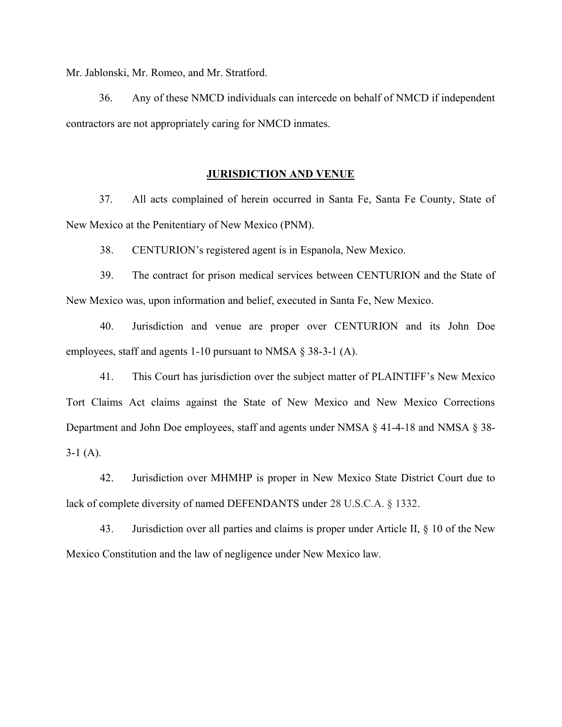Mr. Jablonski, Mr. Romeo, and Mr. Stratford.

36. Any of these NMCD individuals can intercede on behalf of NMCD if independent contractors are not appropriately caring for NMCD inmates.

## JURISDICTION AND VENUE

37. All acts complained of herein occurred in Santa Fe, Santa Fe County, State of New Mexico at the Penitentiary of New Mexico (PNM).

38. CENTURION's registered agent is in Espanola, New Mexico.

39. The contract for prison medical services between CENTURION and the State of New Mexico was, upon information and belief, executed in Santa Fe, New Mexico.

40. Jurisdiction and venue are proper over CENTURION and its John Doe employees, staff and agents 1-10 pursuant to NMSA § 38-3-1 (A).

41. This Court has jurisdiction over the subject matter of PLAINTIFF's New Mexico Tort Claims Act claims against the State of New Mexico and New Mexico Corrections Department and John Doe employees, staff and agents under NMSA § 41-4-18 and NMSA § 38-3-1 (A).

42. Jurisdiction over MHMHP is proper in New Mexico State District Court due to lack of complete diversity of named DEFENDANTS under 28 U.S.C.A. § 1332.

43. Jurisdiction over all parties and claims is proper under Article II, § 10 of the New Mexico Constitution and the law of negligence under New Mexico law.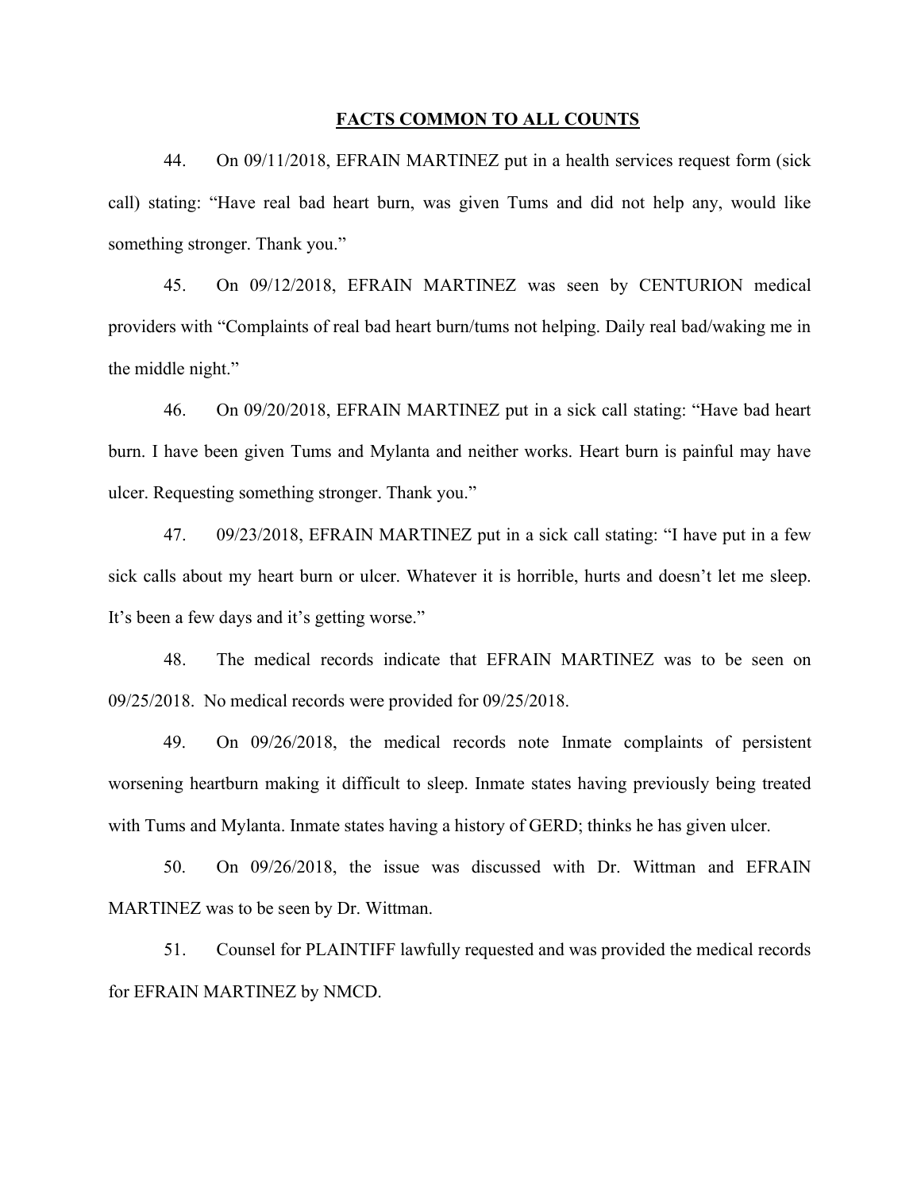## FACTS COMMON TO ALL COUNTS

44. On 09/11/2018, EFRAIN MARTINEZ put in a health services request form (sick call) stating: "Have real bad heart burn, was given Tums and did not help any, would like something stronger. Thank you."

45. On 09/12/2018, EFRAIN MARTINEZ was seen by CENTURION medical providers with "Complaints of real bad heart burn/tums not helping. Daily real bad/waking me in the middle night."

46. On 09/20/2018, EFRAIN MARTINEZ put in a sick call stating: "Have bad heart burn. I have been given Tums and Mylanta and neither works. Heart burn is painful may have ulcer. Requesting something stronger. Thank you."

47. 09/23/2018, EFRAIN MARTINEZ put in a sick call stating: "I have put in a few sick calls about my heart burn or ulcer. Whatever it is horrible, hurts and doesn't let me sleep. It's been a few days and it's getting worse."

48. The medical records indicate that EFRAIN MARTINEZ was to be seen on 09/25/2018. No medical records were provided for 09/25/2018.

49. On 09/26/2018, the medical records note Inmate complaints of persistent worsening heartburn making it difficult to sleep. Inmate states having previously being treated with Tums and Mylanta. Inmate states having a history of GERD; thinks he has given ulcer.

50. On 09/26/2018, the issue was discussed with Dr. Wittman and EFRAIN MARTINEZ was to be seen by Dr. Wittman.

51. Counsel for PLAINTIFF lawfully requested and was provided the medical records for EFRAIN MARTINEZ by NMCD.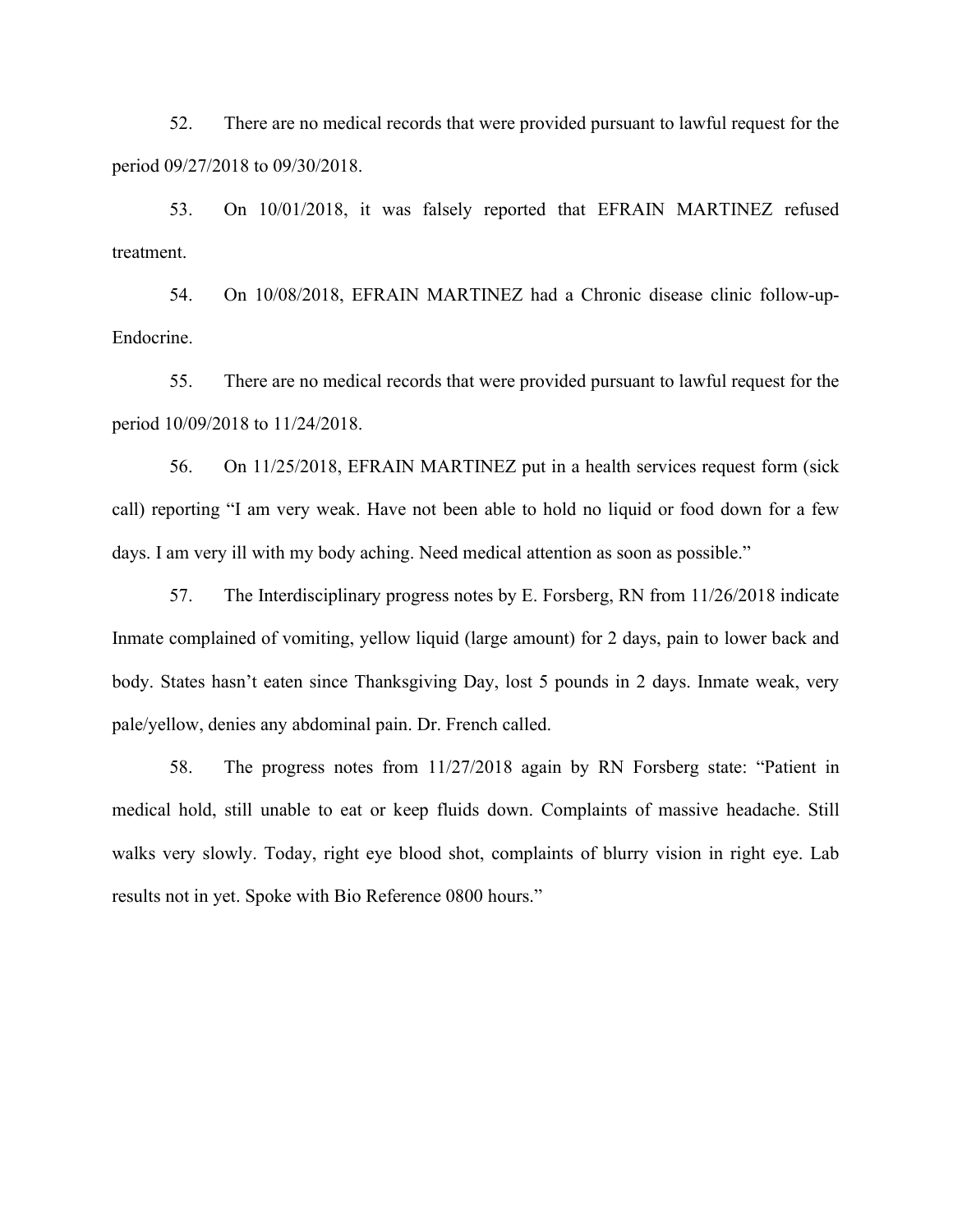52. There are no medical records that were provided pursuant to lawful request for the period 09/27/2018 to 09/30/2018.

53. On 10/01/2018, it was falsely reported that EFRAIN MARTINEZ refused treatment.

54. On 10/08/2018, EFRAIN MARTINEZ had a Chronic disease clinic follow-up-Endocrine.

55. There are no medical records that were provided pursuant to lawful request for the period 10/09/2018 to 11/24/2018.

56. On 11/25/2018, EFRAIN MARTINEZ put in a health services request form (sick call) reporting "I am very weak. Have not been able to hold no liquid or food down for a few days. I am very ill with my body aching. Need medical attention as soon as possible."

57. The Interdisciplinary progress notes by E. Forsberg, RN from 11/26/2018 indicate Inmate complained of vomiting, yellow liquid (large amount) for 2 days, pain to lower back and body. States hasn't eaten since Thanksgiving Day, lost 5 pounds in 2 days. Inmate weak, very pale/yellow, denies any abdominal pain. Dr. French called.

58. The progress notes from 11/27/2018 again by RN Forsberg state: "Patient in medical hold, still unable to eat or keep fluids down. Complaints of massive headache. Still walks very slowly. Today, right eye blood shot, complaints of blurry vision in right eye. Lab results not in yet. Spoke with Bio Reference 0800 hours."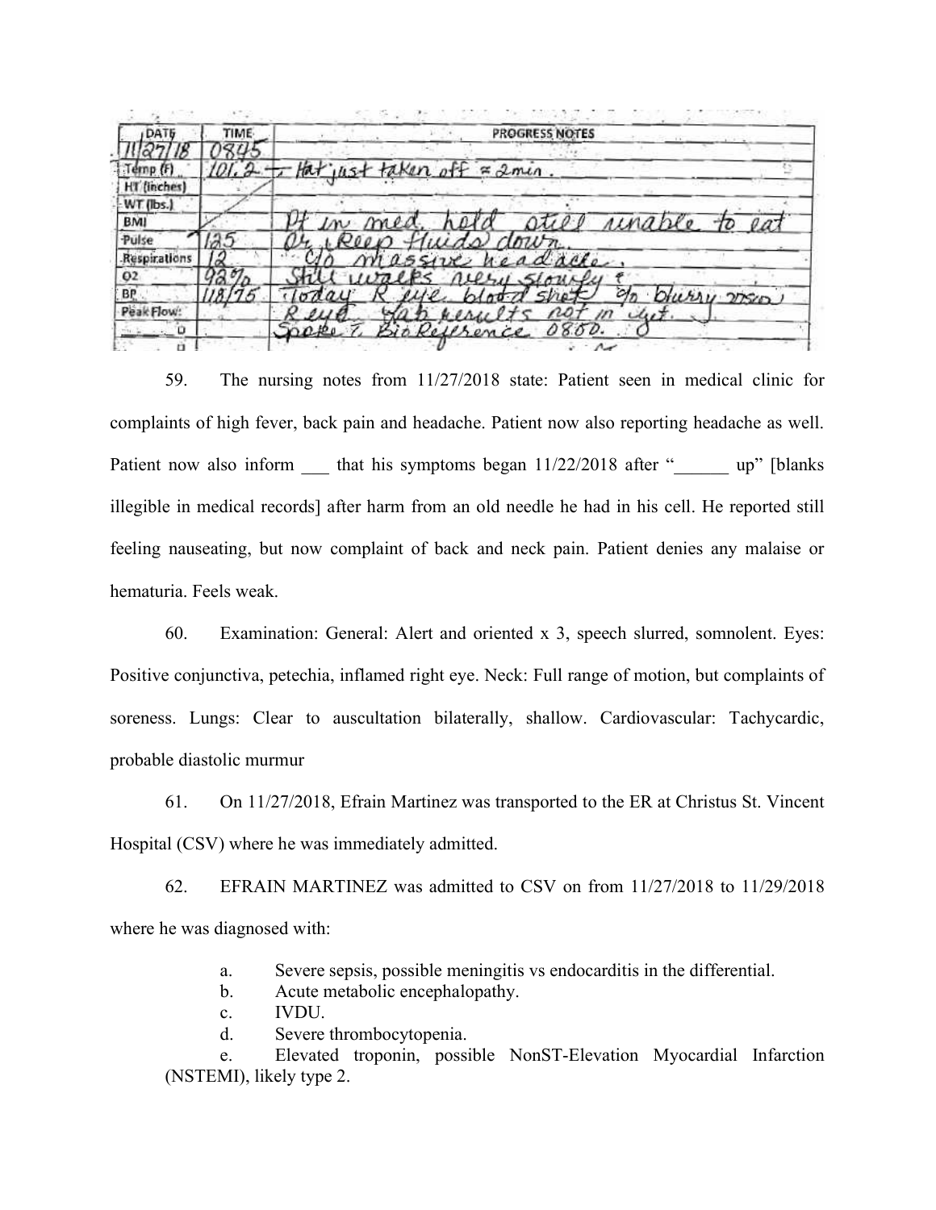| DATE | TIME | PROGRESS NOTES |
|---|---|---|
| 11/27/18 | 0845 | |
| Temp (F) | 101.2 | – Hat just taken off ≈ 2min. |
| HT (inches) | | |
| WT (lbs.) | | |
| BMI | | Pt in med. hold still unable to eat |
| Pulse | 125 | or keep fluids down. |
| Respirations | 12 | C/o massive headache. |
| O2 | 92% | Still walks very slowly & |
| BP | 118/75 | Today R eye blood shot c/o blurry vision |
| Peak Flow: | | R eye. Lab results not in yet. |
| | | Spoke c BioReference 0800. |

59. The nursing notes from 11/27/2018 state: Patient seen in medical clinic for complaints of high fever, back pain and headache. Patient now also reporting headache as well. Patient now also inform ___ that his symptoms began 11/22/2018 after "______ up" [blanks illegible in medical records] after harm from an old needle he had in his cell. He reported still feeling nauseating, but now complaint of back and neck pain. Patient denies any malaise or hematuria. Feels weak.

60. Examination: General: Alert and oriented x 3, speech slurred, somnolent. Eyes: Positive conjunctiva, petechia, inflamed right eye. Neck: Full range of motion, but complaints of soreness. Lungs: Clear to auscultation bilaterally, shallow. Cardiovascular: Tachycardic, probable diastolic murmur

61. On 11/27/2018, Efrain Martinez was transported to the ER at Christus St. Vincent Hospital (CSV) where he was immediately admitted.

62. EFRAIN MARTINEZ was admitted to CSV on from 11/27/2018 to 11/29/2018 where he was diagnosed with:

a. Severe sepsis, possible meningitis vs endocarditis in the differential.

b. Acute metabolic encephalopathy.

c. IVDU.

d. Severe thrombocytopenia.

e. Elevated troponin, possible NonST-Elevation Myocardial Infarction (NSTEMI), likely type 2.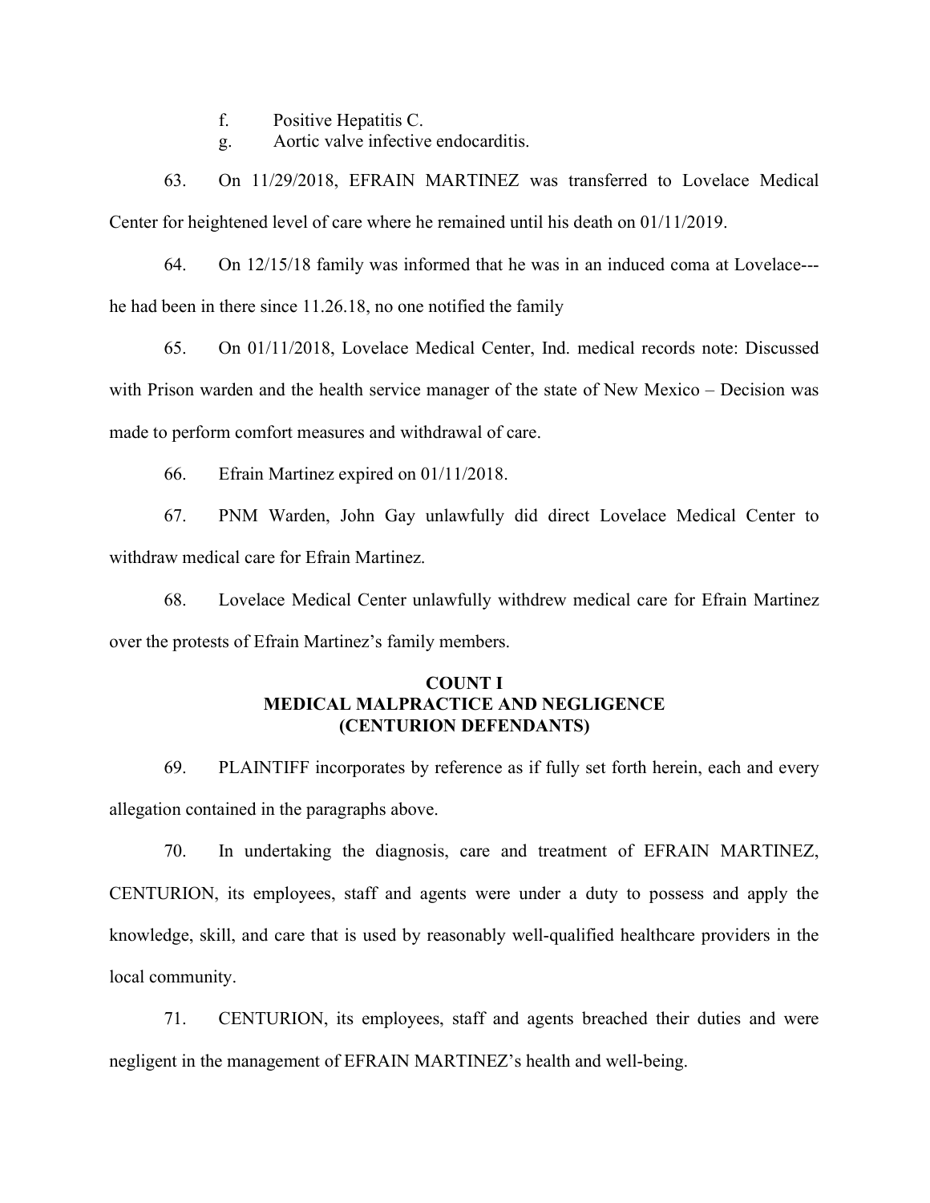f. Positive Hepatitis C.

g. Aortic valve infective endocarditis.

63. On 11/29/2018, EFRAIN MARTINEZ was transferred to Lovelace Medical Center for heightened level of care where he remained until his death on 01/11/2019.

64. On 12/15/18 family was informed that he was in an induced coma at Lovelace---he had been in there since 11.26.18, no one notified the family

65. On 01/11/2018, Lovelace Medical Center, Ind. medical records note: Discussed with Prison warden and the health service manager of the state of New Mexico – Decision was made to perform comfort measures and withdrawal of care.

66. Efrain Martinez expired on 01/11/2018.

67. PNM Warden, John Gay unlawfully did direct Lovelace Medical Center to withdraw medical care for Efrain Martinez.

68. Lovelace Medical Center unlawfully withdrew medical care for Efrain Martinez over the protests of Efrain Martinez's family members.

**COUNT I**
**MEDICAL MALPRACTICE AND NEGLIGENCE**
**(CENTURION DEFENDANTS)**

69. PLAINTIFF incorporates by reference as if fully set forth herein, each and every allegation contained in the paragraphs above.

70. In undertaking the diagnosis, care and treatment of EFRAIN MARTINEZ, CENTURION, its employees, staff and agents were under a duty to possess and apply the knowledge, skill, and care that is used by reasonably well-qualified healthcare providers in the local community.

71. CENTURION, its employees, staff and agents breached their duties and were negligent in the management of EFRAIN MARTINEZ's health and well-being.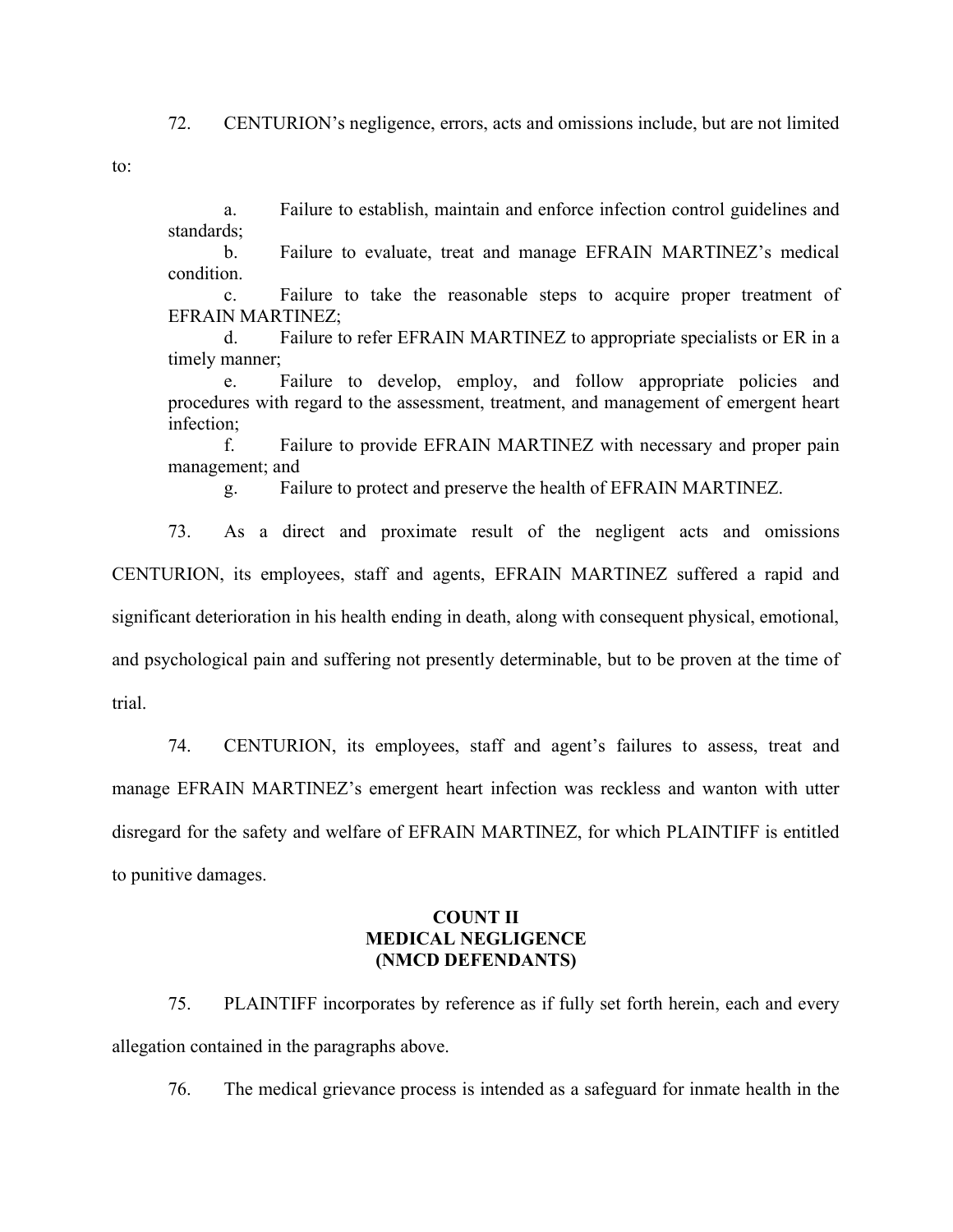72. CENTURION's negligence, errors, acts and omissions include, but are not limited to:

a. Failure to establish, maintain and enforce infection control guidelines and standards;

b. Failure to evaluate, treat and manage EFRAIN MARTINEZ's medical condition.

c. Failure to take the reasonable steps to acquire proper treatment of EFRAIN MARTINEZ;

d. Failure to refer EFRAIN MARTINEZ to appropriate specialists or ER in a timely manner;

e. Failure to develop, employ, and follow appropriate policies and procedures with regard to the assessment, treatment, and management of emergent heart infection;

f. Failure to provide EFRAIN MARTINEZ with necessary and proper pain management; and

g. Failure to protect and preserve the health of EFRAIN MARTINEZ.

73. As a direct and proximate result of the negligent acts and omissions CENTURION, its employees, staff and agents, EFRAIN MARTINEZ suffered a rapid and significant deterioration in his health ending in death, along with consequent physical, emotional, and psychological pain and suffering not presently determinable, but to be proven at the time of trial.

74. CENTURION, its employees, staff and agent's failures to assess, treat and manage EFRAIN MARTINEZ's emergent heart infection was reckless and wanton with utter disregard for the safety and welfare of EFRAIN MARTINEZ, for which PLAINTIFF is entitled to punitive damages.

**COUNT II**
**MEDICAL NEGLIGENCE**
**(NMCD DEFENDANTS)**

75. PLAINTIFF incorporates by reference as if fully set forth herein, each and every allegation contained in the paragraphs above.

76. The medical grievance process is intended as a safeguard for inmate health in the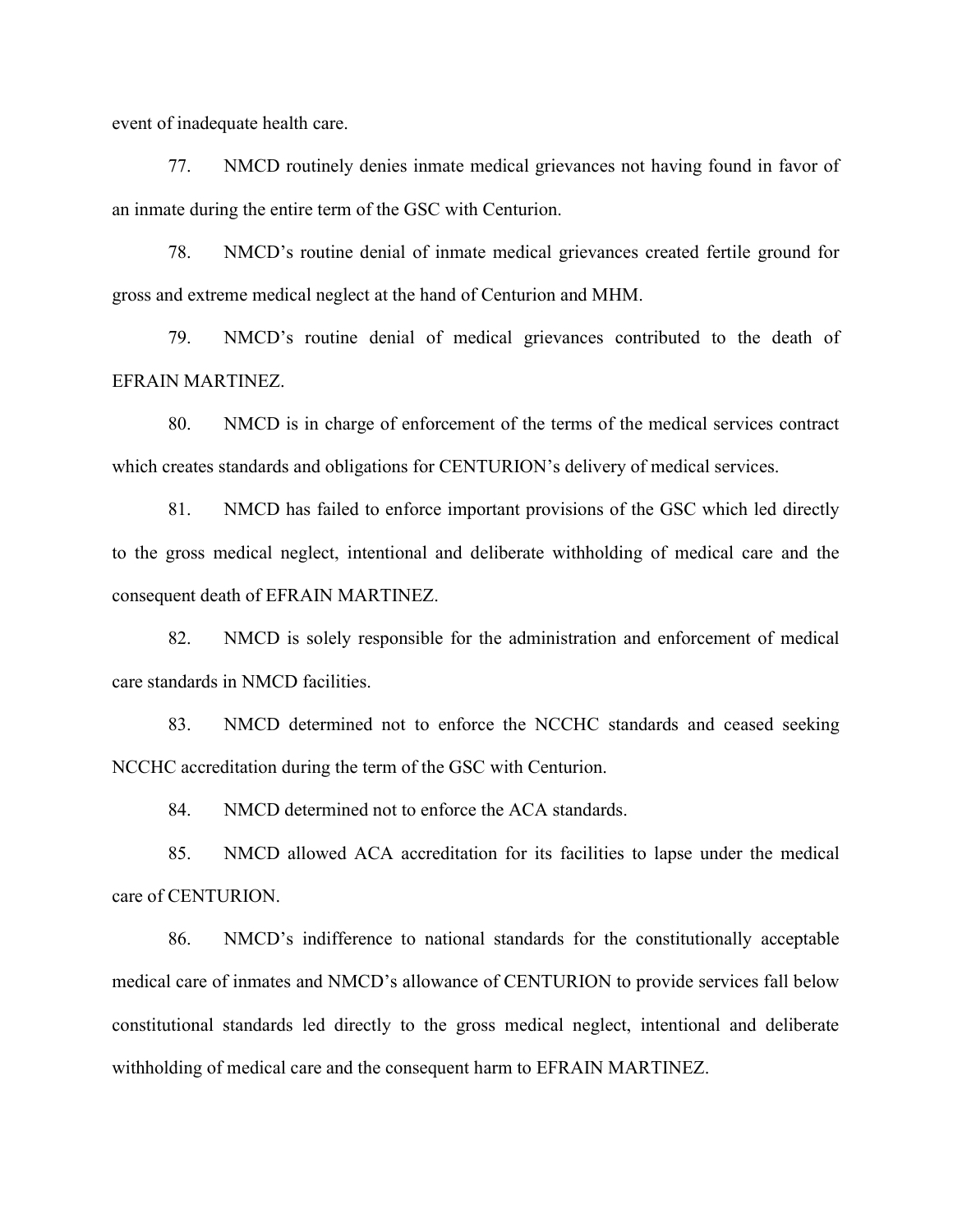event of inadequate health care.

77. NMCD routinely denies inmate medical grievances not having found in favor of an inmate during the entire term of the GSC with Centurion.

78. NMCD's routine denial of inmate medical grievances created fertile ground for gross and extreme medical neglect at the hand of Centurion and MHM.

79. NMCD's routine denial of medical grievances contributed to the death of EFRAIN MARTINEZ.

80. NMCD is in charge of enforcement of the terms of the medical services contract which creates standards and obligations for CENTURION's delivery of medical services.

81. NMCD has failed to enforce important provisions of the GSC which led directly to the gross medical neglect, intentional and deliberate withholding of medical care and the consequent death of EFRAIN MARTINEZ.

82. NMCD is solely responsible for the administration and enforcement of medical care standards in NMCD facilities.

83. NMCD determined not to enforce the NCCHC standards and ceased seeking NCCHC accreditation during the term of the GSC with Centurion.

84. NMCD determined not to enforce the ACA standards.

85. NMCD allowed ACA accreditation for its facilities to lapse under the medical care of CENTURION.

86. NMCD's indifference to national standards for the constitutionally acceptable medical care of inmates and NMCD's allowance of CENTURION to provide services fall below constitutional standards led directly to the gross medical neglect, intentional and deliberate withholding of medical care and the consequent harm to EFRAIN MARTINEZ.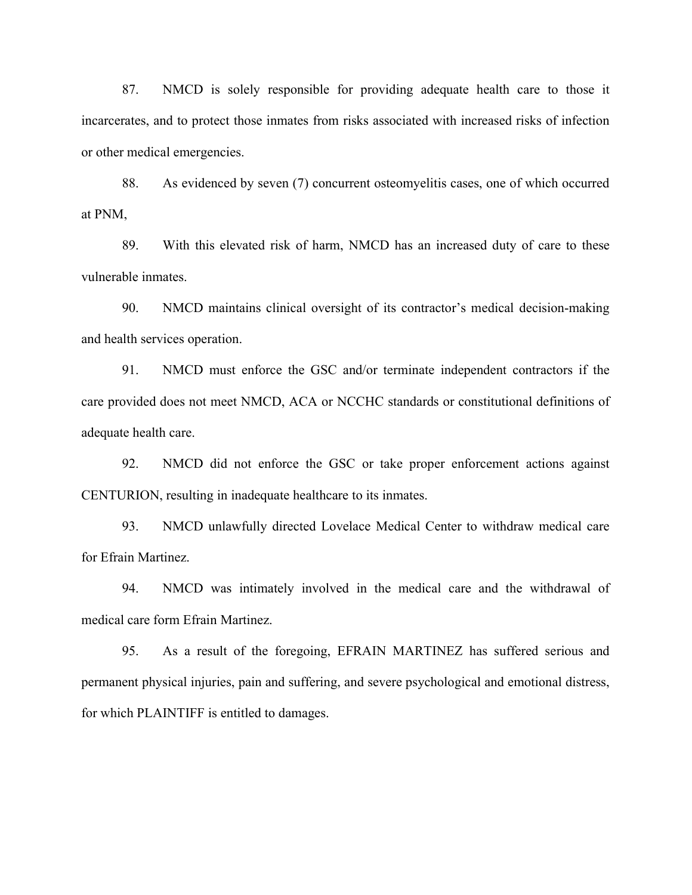87. NMCD is solely responsible for providing adequate health care to those it incarcerates, and to protect those inmates from risks associated with increased risks of infection or other medical emergencies.

88. As evidenced by seven (7) concurrent osteomyelitis cases, one of which occurred at PNM,

89. With this elevated risk of harm, NMCD has an increased duty of care to these vulnerable inmates.

90. NMCD maintains clinical oversight of its contractor's medical decision-making and health services operation.

91. NMCD must enforce the GSC and/or terminate independent contractors if the care provided does not meet NMCD, ACA or NCCHC standards or constitutional definitions of adequate health care.

92. NMCD did not enforce the GSC or take proper enforcement actions against CENTURION, resulting in inadequate healthcare to its inmates.

93. NMCD unlawfully directed Lovelace Medical Center to withdraw medical care for Efrain Martinez.

94. NMCD was intimately involved in the medical care and the withdrawal of medical care form Efrain Martinez.

95. As a result of the foregoing, EFRAIN MARTINEZ has suffered serious and permanent physical injuries, pain and suffering, and severe psychological and emotional distress, for which PLAINTIFF is entitled to damages.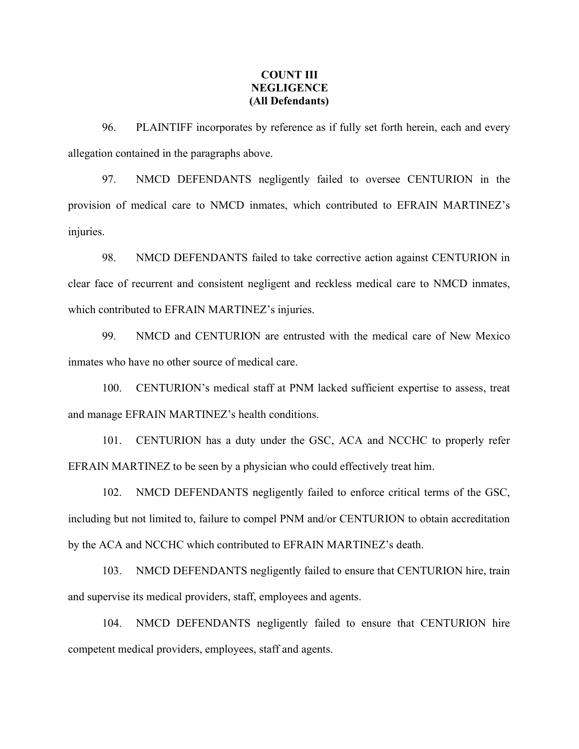**COUNT III**
**NEGLIGENCE**
**(All Defendants)**

96. PLAINTIFF incorporates by reference as if fully set forth herein, each and every allegation contained in the paragraphs above.

97. NMCD DEFENDANTS negligently failed to oversee CENTURION in the provision of medical care to NMCD inmates, which contributed to EFRAIN MARTINEZ's injuries.

98. NMCD DEFENDANTS failed to take corrective action against CENTURION in clear face of recurrent and consistent negligent and reckless medical care to NMCD inmates, which contributed to EFRAIN MARTINEZ's injuries.

99. NMCD and CENTURION are entrusted with the medical care of New Mexico inmates who have no other source of medical care.

100. CENTURION's medical staff at PNM lacked sufficient expertise to assess, treat and manage EFRAIN MARTINEZ's health conditions.

101. CENTURION has a duty under the GSC, ACA and NCCHC to properly refer EFRAIN MARTINEZ to be seen by a physician who could effectively treat him.

102. NMCD DEFENDANTS negligently failed to enforce critical terms of the GSC, including but not limited to, failure to compel PNM and/or CENTURION to obtain accreditation by the ACA and NCCHC which contributed to EFRAIN MARTINEZ's death.

103. NMCD DEFENDANTS negligently failed to ensure that CENTURION hire, train and supervise its medical providers, staff, employees and agents.

104. NMCD DEFENDANTS negligently failed to ensure that CENTURION hire competent medical providers, employees, staff and agents.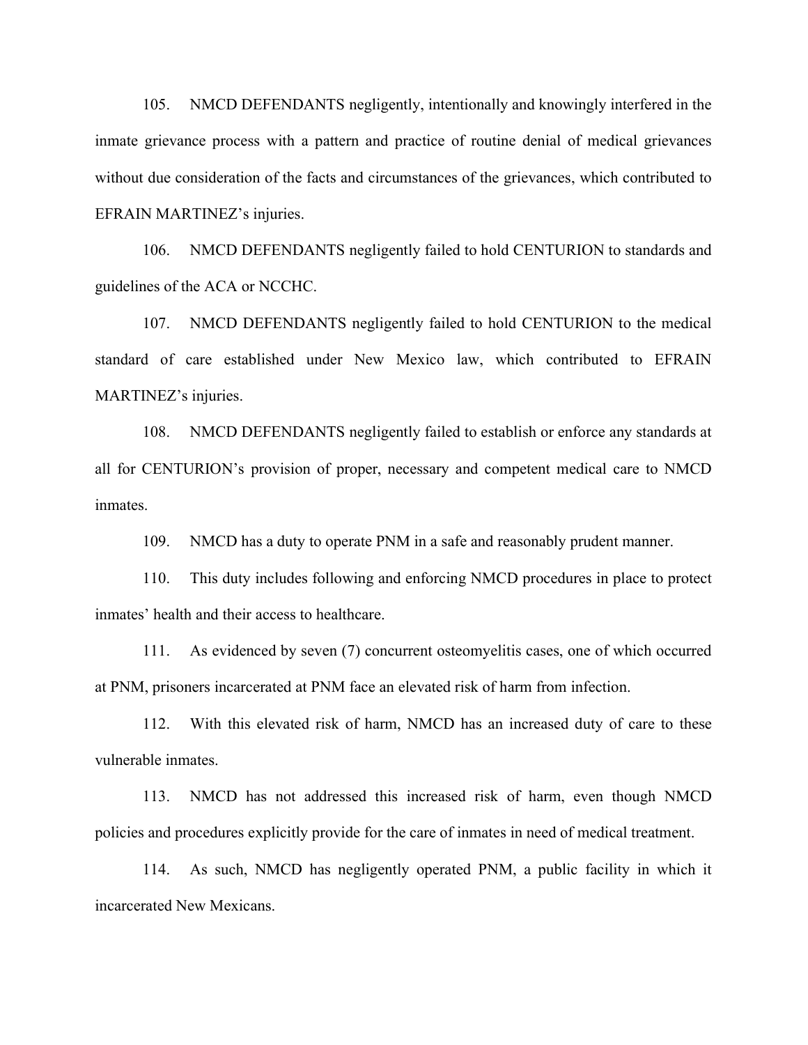105. NMCD DEFENDANTS negligently, intentionally and knowingly interfered in the inmate grievance process with a pattern and practice of routine denial of medical grievances without due consideration of the facts and circumstances of the grievances, which contributed to EFRAIN MARTINEZ's injuries.

106. NMCD DEFENDANTS negligently failed to hold CENTURION to standards and guidelines of the ACA or NCCHC.

107. NMCD DEFENDANTS negligently failed to hold CENTURION to the medical standard of care established under New Mexico law, which contributed to EFRAIN MARTINEZ's injuries.

108. NMCD DEFENDANTS negligently failed to establish or enforce any standards at all for CENTURION's provision of proper, necessary and competent medical care to NMCD inmates.

109. NMCD has a duty to operate PNM in a safe and reasonably prudent manner.

110. This duty includes following and enforcing NMCD procedures in place to protect inmates' health and their access to healthcare.

111. As evidenced by seven (7) concurrent osteomyelitis cases, one of which occurred at PNM, prisoners incarcerated at PNM face an elevated risk of harm from infection.

112. With this elevated risk of harm, NMCD has an increased duty of care to these vulnerable inmates.

113. NMCD has not addressed this increased risk of harm, even though NMCD policies and procedures explicitly provide for the care of inmates in need of medical treatment.

114. As such, NMCD has negligently operated PNM, a public facility in which it incarcerated New Mexicans.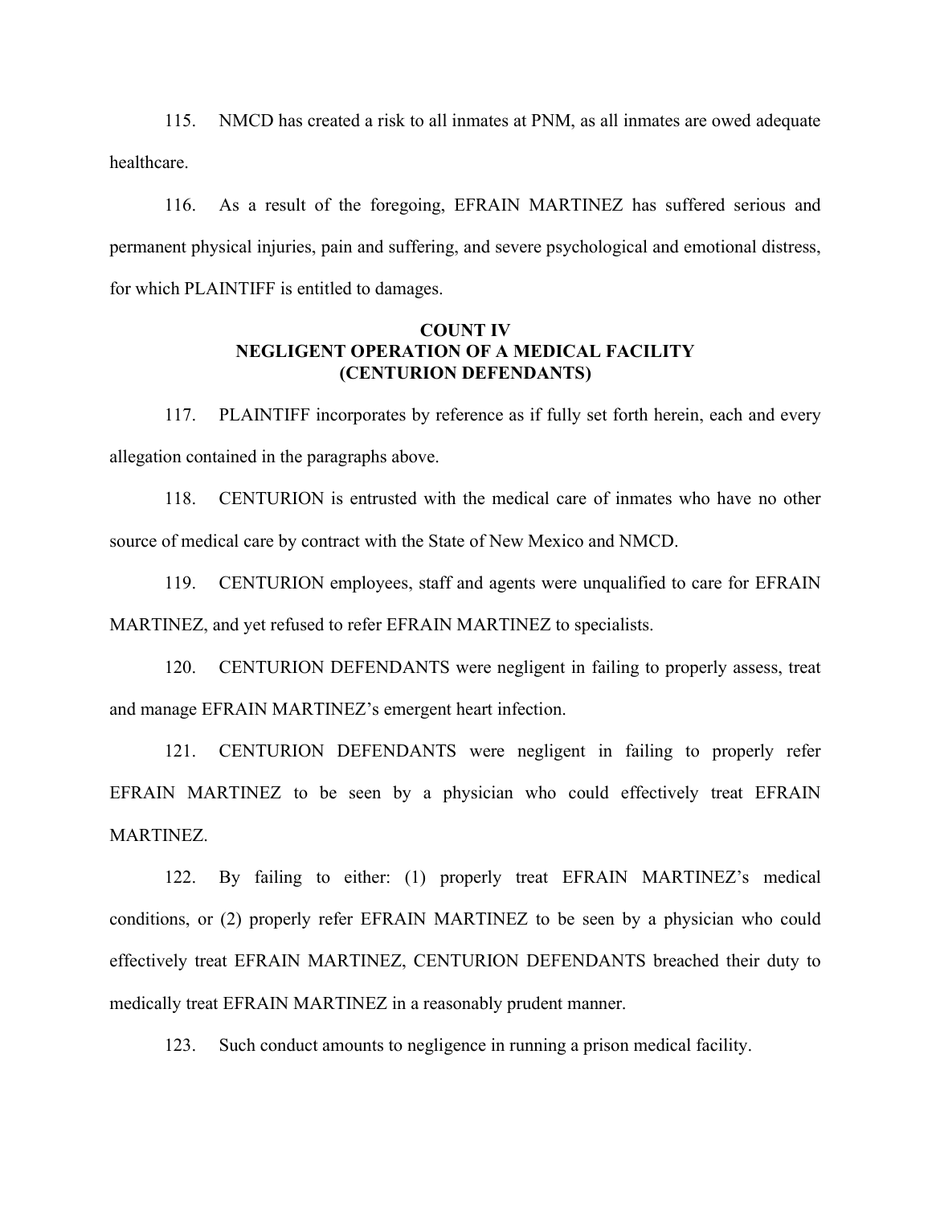115. NMCD has created a risk to all inmates at PNM, as all inmates are owed adequate healthcare.

116. As a result of the foregoing, EFRAIN MARTINEZ has suffered serious and permanent physical injuries, pain and suffering, and severe psychological and emotional distress, for which PLAINTIFF is entitled to damages.

**COUNT IV**
**NEGLIGENT OPERATION OF A MEDICAL FACILITY**
**(CENTURION DEFENDANTS)**

117. PLAINTIFF incorporates by reference as if fully set forth herein, each and every allegation contained in the paragraphs above.

118. CENTURION is entrusted with the medical care of inmates who have no other source of medical care by contract with the State of New Mexico and NMCD.

119. CENTURION employees, staff and agents were unqualified to care for EFRAIN MARTINEZ, and yet refused to refer EFRAIN MARTINEZ to specialists.

120. CENTURION DEFENDANTS were negligent in failing to properly assess, treat and manage EFRAIN MARTINEZ's emergent heart infection.

121. CENTURION DEFENDANTS were negligent in failing to properly refer EFRAIN MARTINEZ to be seen by a physician who could effectively treat EFRAIN MARTINEZ.

122. By failing to either: (1) properly treat EFRAIN MARTINEZ's medical conditions, or (2) properly refer EFRAIN MARTINEZ to be seen by a physician who could effectively treat EFRAIN MARTINEZ, CENTURION DEFENDANTS breached their duty to medically treat EFRAIN MARTINEZ in a reasonably prudent manner.

123. Such conduct amounts to negligence in running a prison medical facility.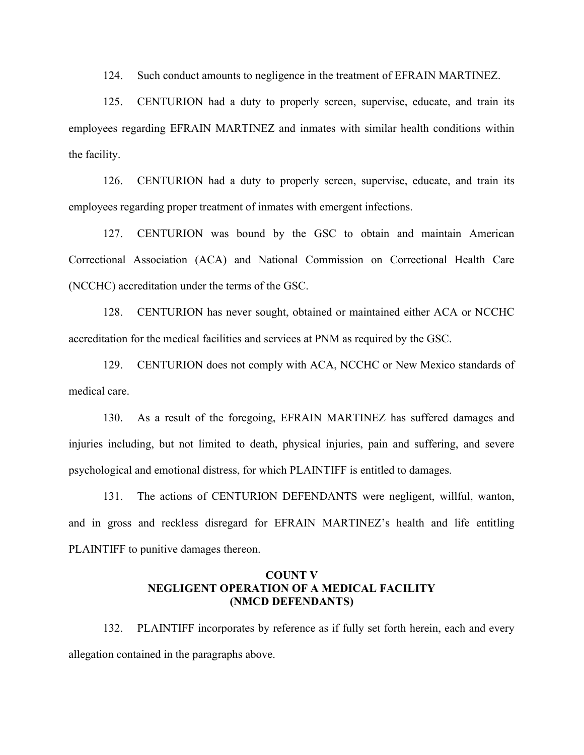124. Such conduct amounts to negligence in the treatment of EFRAIN MARTINEZ.

125. CENTURION had a duty to properly screen, supervise, educate, and train its employees regarding EFRAIN MARTINEZ and inmates with similar health conditions within the facility.

126. CENTURION had a duty to properly screen, supervise, educate, and train its employees regarding proper treatment of inmates with emergent infections.

127. CENTURION was bound by the GSC to obtain and maintain American Correctional Association (ACA) and National Commission on Correctional Health Care (NCCHC) accreditation under the terms of the GSC.

128. CENTURION has never sought, obtained or maintained either ACA or NCCHC accreditation for the medical facilities and services at PNM as required by the GSC.

129. CENTURION does not comply with ACA, NCCHC or New Mexico standards of medical care.

130. As a result of the foregoing, EFRAIN MARTINEZ has suffered damages and injuries including, but not limited to death, physical injuries, pain and suffering, and severe psychological and emotional distress, for which PLAINTIFF is entitled to damages.

131. The actions of CENTURION DEFENDANTS were negligent, willful, wanton, and in gross and reckless disregard for EFRAIN MARTINEZ's health and life entitling PLAINTIFF to punitive damages thereon.

**COUNT V**
**NEGLIGENT OPERATION OF A MEDICAL FACILITY**
**(NMCD DEFENDANTS)**

132. PLAINTIFF incorporates by reference as if fully set forth herein, each and every allegation contained in the paragraphs above.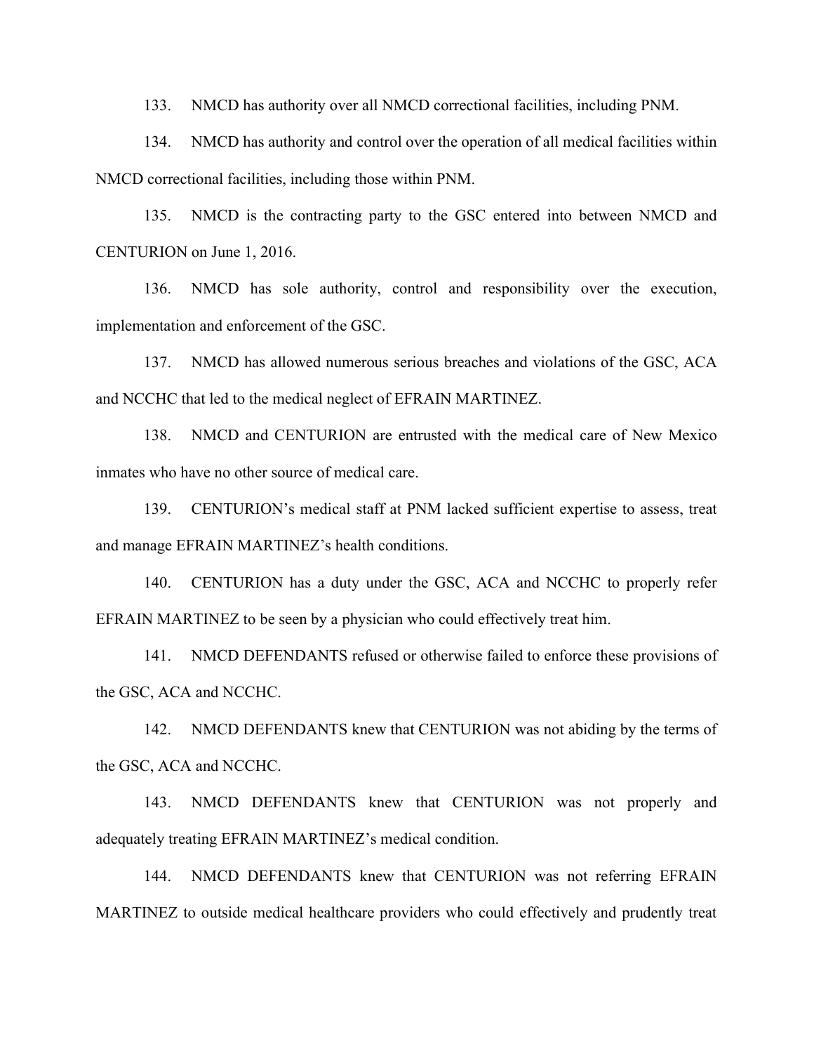133. NMCD has authority over all NMCD correctional facilities, including PNM.

134. NMCD has authority and control over the operation of all medical facilities within NMCD correctional facilities, including those within PNM.

135. NMCD is the contracting party to the GSC entered into between NMCD and CENTURION on June 1, 2016.

136. NMCD has sole authority, control and responsibility over the execution, implementation and enforcement of the GSC.

137. NMCD has allowed numerous serious breaches and violations of the GSC, ACA and NCCHC that led to the medical neglect of EFRAIN MARTINEZ.

138. NMCD and CENTURION are entrusted with the medical care of New Mexico inmates who have no other source of medical care.

139. CENTURION's medical staff at PNM lacked sufficient expertise to assess, treat and manage EFRAIN MARTINEZ's health conditions.

140. CENTURION has a duty under the GSC, ACA and NCCHC to properly refer EFRAIN MARTINEZ to be seen by a physician who could effectively treat him.

141. NMCD DEFENDANTS refused or otherwise failed to enforce these provisions of the GSC, ACA and NCCHC.

142. NMCD DEFENDANTS knew that CENTURION was not abiding by the terms of the GSC, ACA and NCCHC.

143. NMCD DEFENDANTS knew that CENTURION was not properly and adequately treating EFRAIN MARTINEZ's medical condition.

144. NMCD DEFENDANTS knew that CENTURION was not referring EFRAIN MARTINEZ to outside medical healthcare providers who could effectively and prudently treat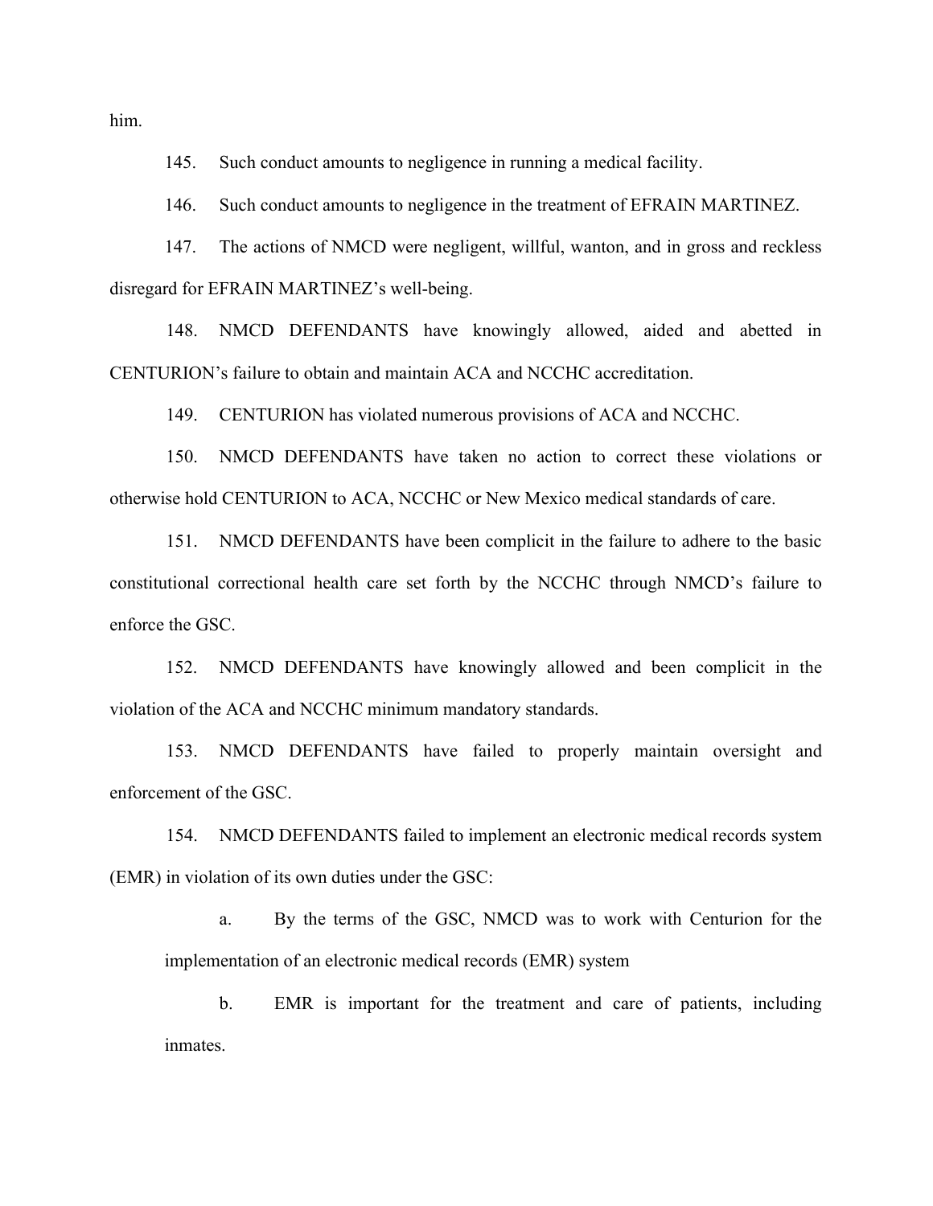him.

145. Such conduct amounts to negligence in running a medical facility.

146. Such conduct amounts to negligence in the treatment of EFRAIN MARTINEZ.

147. The actions of NMCD were negligent, willful, wanton, and in gross and reckless disregard for EFRAIN MARTINEZ's well-being.

148. NMCD DEFENDANTS have knowingly allowed, aided and abetted in CENTURION's failure to obtain and maintain ACA and NCCHC accreditation.

149. CENTURION has violated numerous provisions of ACA and NCCHC.

150. NMCD DEFENDANTS have taken no action to correct these violations or otherwise hold CENTURION to ACA, NCCHC or New Mexico medical standards of care.

151. NMCD DEFENDANTS have been complicit in the failure to adhere to the basic constitutional correctional health care set forth by the NCCHC through NMCD's failure to enforce the GSC.

152. NMCD DEFENDANTS have knowingly allowed and been complicit in the violation of the ACA and NCCHC minimum mandatory standards.

153. NMCD DEFENDANTS have failed to properly maintain oversight and enforcement of the GSC.

154. NMCD DEFENDANTS failed to implement an electronic medical records system (EMR) in violation of its own duties under the GSC:

   a. By the terms of the GSC, NMCD was to work with Centurion for the implementation of an electronic medical records (EMR) system

   b. EMR is important for the treatment and care of patients, including inmates.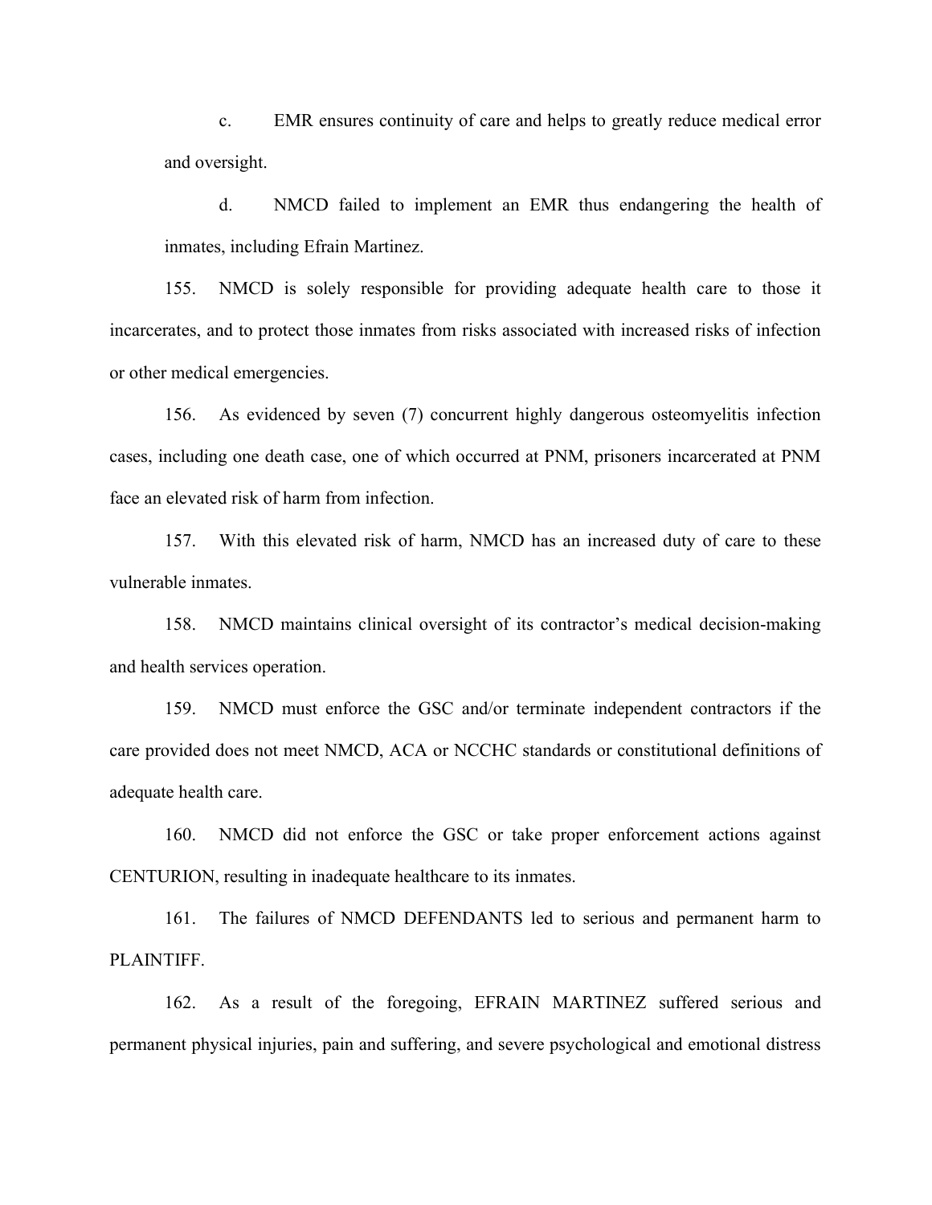c. EMR ensures continuity of care and helps to greatly reduce medical error and oversight.

d. NMCD failed to implement an EMR thus endangering the health of inmates, including Efrain Martinez.

155. NMCD is solely responsible for providing adequate health care to those it incarcerates, and to protect those inmates from risks associated with increased risks of infection or other medical emergencies.

156. As evidenced by seven (7) concurrent highly dangerous osteomyelitis infection cases, including one death case, one of which occurred at PNM, prisoners incarcerated at PNM face an elevated risk of harm from infection.

157. With this elevated risk of harm, NMCD has an increased duty of care to these vulnerable inmates.

158. NMCD maintains clinical oversight of its contractor's medical decision-making and health services operation.

159. NMCD must enforce the GSC and/or terminate independent contractors if the care provided does not meet NMCD, ACA or NCCHC standards or constitutional definitions of adequate health care.

160. NMCD did not enforce the GSC or take proper enforcement actions against CENTURION, resulting in inadequate healthcare to its inmates.

161. The failures of NMCD DEFENDANTS led to serious and permanent harm to PLAINTIFF.

162. As a result of the foregoing, EFRAIN MARTINEZ suffered serious and permanent physical injuries, pain and suffering, and severe psychological and emotional distress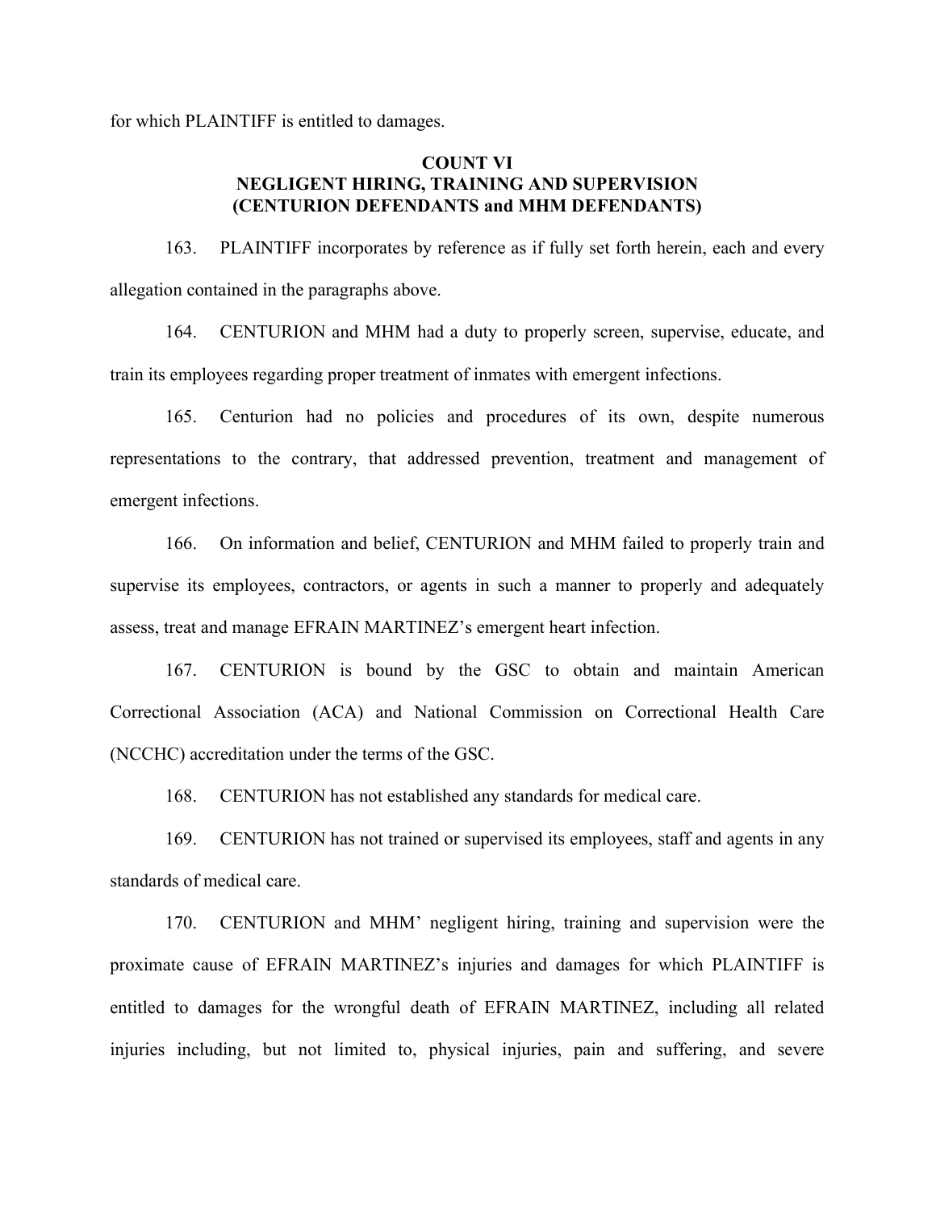for which PLAINTIFF is entitled to damages.

**COUNT VI**
**NEGLIGENT HIRING, TRAINING AND SUPERVISION**
**(CENTURION DEFENDANTS and MHM DEFENDANTS)**

163. PLAINTIFF incorporates by reference as if fully set forth herein, each and every allegation contained in the paragraphs above.

164. CENTURION and MHM had a duty to properly screen, supervise, educate, and train its employees regarding proper treatment of inmates with emergent infections.

165. Centurion had no policies and procedures of its own, despite numerous representations to the contrary, that addressed prevention, treatment and management of emergent infections.

166. On information and belief, CENTURION and MHM failed to properly train and supervise its employees, contractors, or agents in such a manner to properly and adequately assess, treat and manage EFRAIN MARTINEZ's emergent heart infection.

167. CENTURION is bound by the GSC to obtain and maintain American Correctional Association (ACA) and National Commission on Correctional Health Care (NCCHC) accreditation under the terms of the GSC.

168. CENTURION has not established any standards for medical care.

169. CENTURION has not trained or supervised its employees, staff and agents in any standards of medical care.

170. CENTURION and MHM' negligent hiring, training and supervision were the proximate cause of EFRAIN MARTINEZ's injuries and damages for which PLAINTIFF is entitled to damages for the wrongful death of EFRAIN MARTINEZ, including all related injuries including, but not limited to, physical injuries, pain and suffering, and severe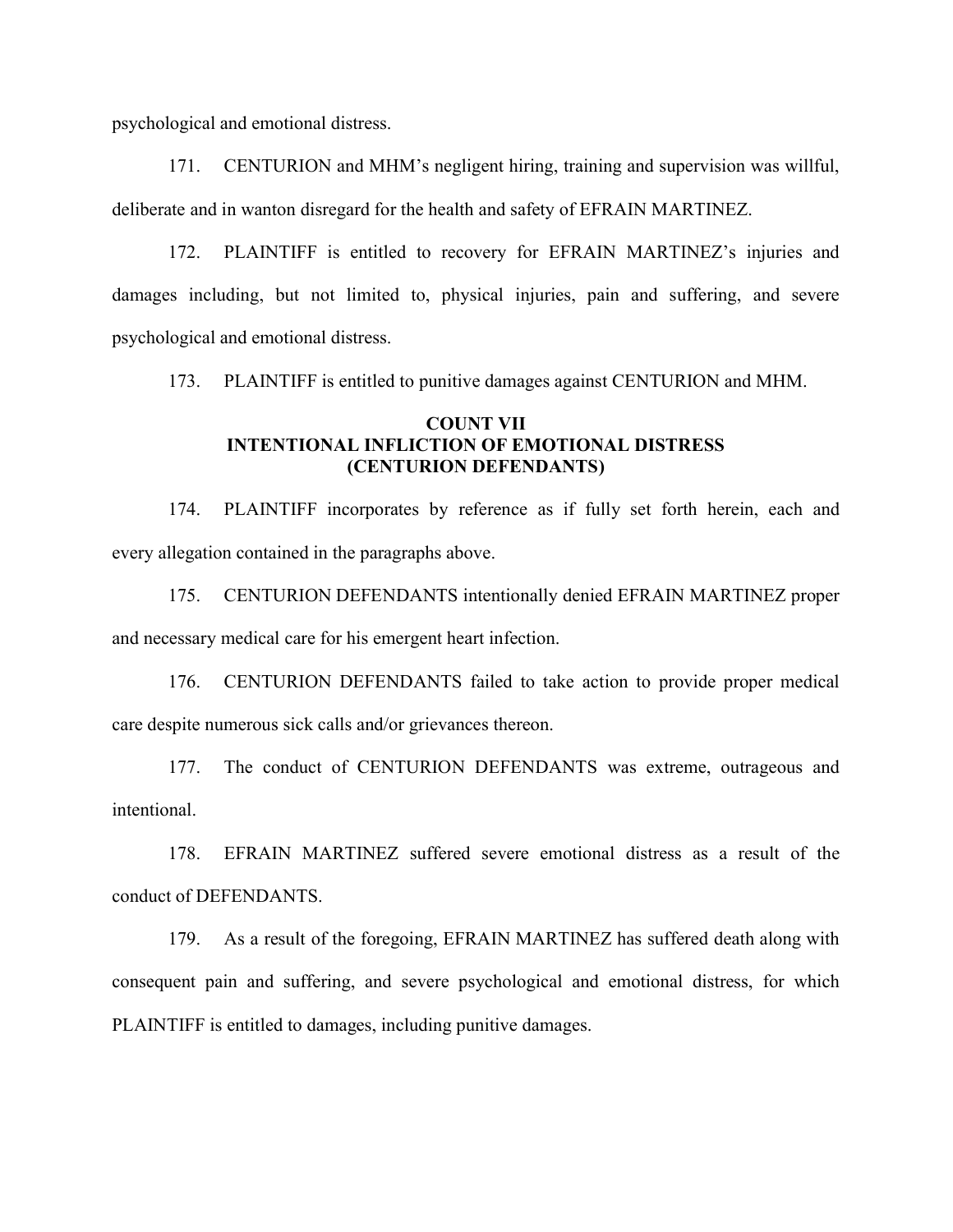psychological and emotional distress.

171. CENTURION and MHM's negligent hiring, training and supervision was willful, deliberate and in wanton disregard for the health and safety of EFRAIN MARTINEZ.

172. PLAINTIFF is entitled to recovery for EFRAIN MARTINEZ's injuries and damages including, but not limited to, physical injuries, pain and suffering, and severe psychological and emotional distress.

173. PLAINTIFF is entitled to punitive damages against CENTURION and MHM.

## COUNT VII
## INTENTIONAL INFLICTION OF EMOTIONAL DISTRESS
## (CENTURION DEFENDANTS)

174. PLAINTIFF incorporates by reference as if fully set forth herein, each and every allegation contained in the paragraphs above.

175. CENTURION DEFENDANTS intentionally denied EFRAIN MARTINEZ proper and necessary medical care for his emergent heart infection.

176. CENTURION DEFENDANTS failed to take action to provide proper medical care despite numerous sick calls and/or grievances thereon.

177. The conduct of CENTURION DEFENDANTS was extreme, outrageous and intentional.

178. EFRAIN MARTINEZ suffered severe emotional distress as a result of the conduct of DEFENDANTS.

179. As a result of the foregoing, EFRAIN MARTINEZ has suffered death along with consequent pain and suffering, and severe psychological and emotional distress, for which PLAINTIFF is entitled to damages, including punitive damages.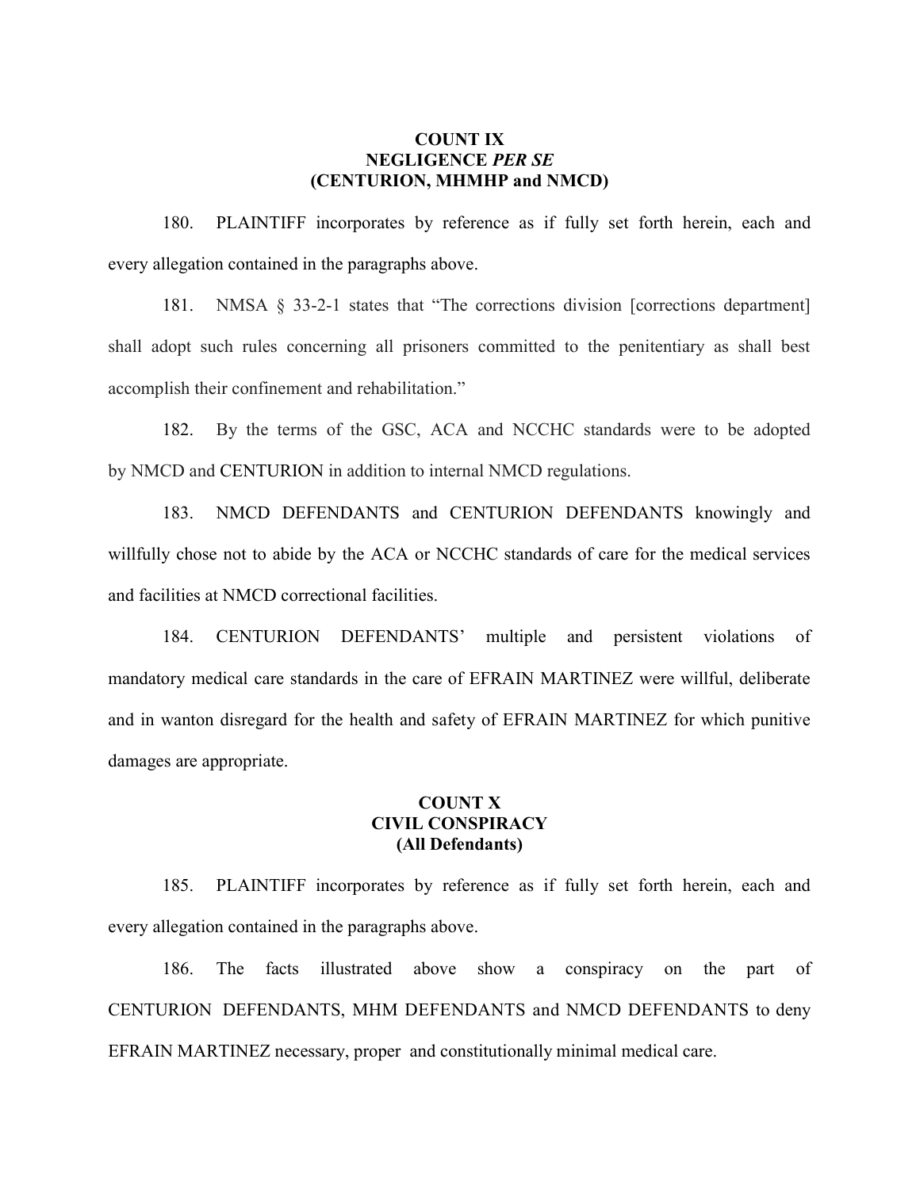**COUNT IX**
**NEGLIGENCE *PER SE***
**(CENTURION, MHMHP and NMCD)**

180. PLAINTIFF incorporates by reference as if fully set forth herein, each and every allegation contained in the paragraphs above.

181. NMSA § 33-2-1 states that "The corrections division [corrections department] shall adopt such rules concerning all prisoners committed to the penitentiary as shall best accomplish their confinement and rehabilitation."

182. By the terms of the GSC, ACA and NCCHC standards were to be adopted by NMCD and CENTURION in addition to internal NMCD regulations.

183. NMCD DEFENDANTS and CENTURION DEFENDANTS knowingly and willfully chose not to abide by the ACA or NCCHC standards of care for the medical services and facilities at NMCD correctional facilities.

184. CENTURION DEFENDANTS' multiple and persistent violations of mandatory medical care standards in the care of EFRAIN MARTINEZ were willful, deliberate and in wanton disregard for the health and safety of EFRAIN MARTINEZ for which punitive damages are appropriate.

**COUNT X**
**CIVIL CONSPIRACY**
**(All Defendants)**

185. PLAINTIFF incorporates by reference as if fully set forth herein, each and every allegation contained in the paragraphs above.

186. The facts illustrated above show a conspiracy on the part of CENTURION DEFENDANTS, MHM DEFENDANTS and NMCD DEFENDANTS to deny EFRAIN MARTINEZ necessary, proper and constitutionally minimal medical care.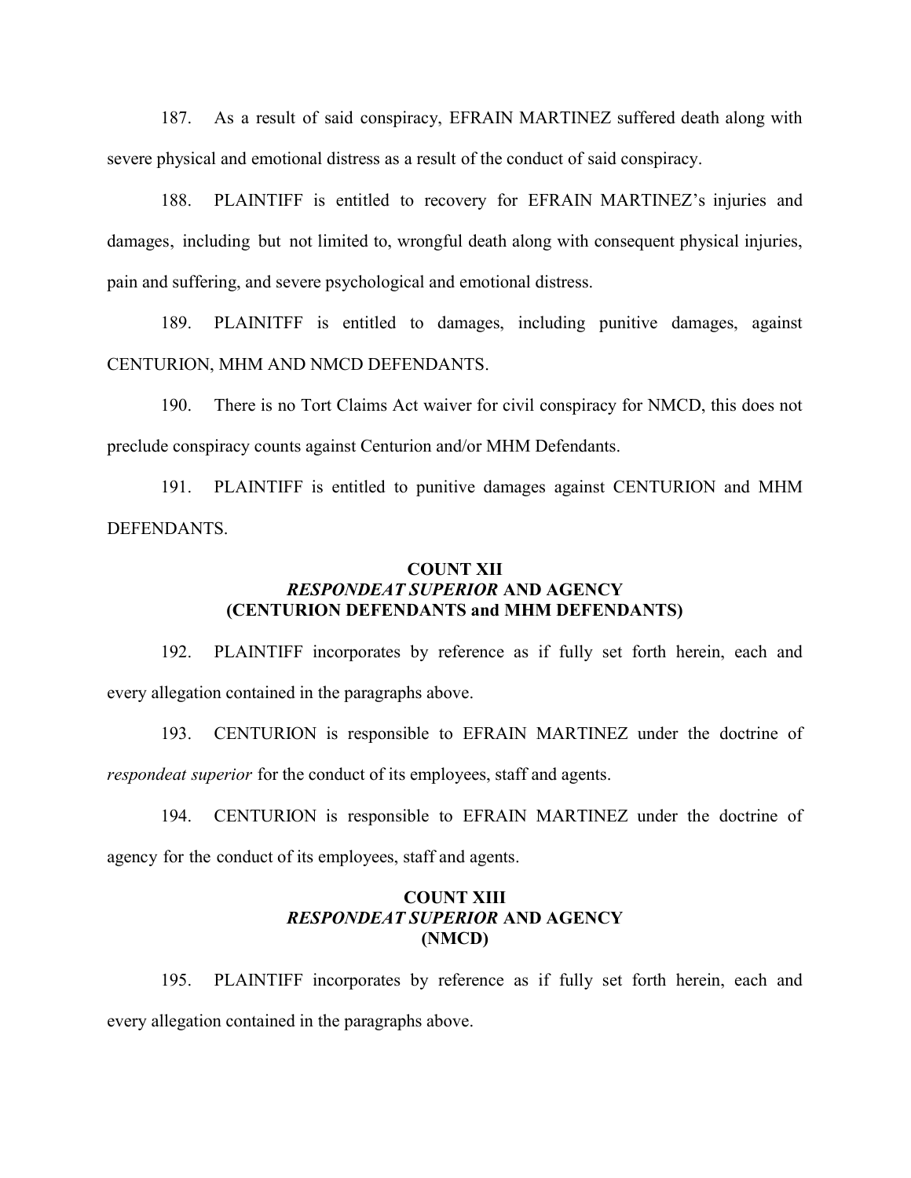187. As a result of said conspiracy, EFRAIN MARTINEZ suffered death along with severe physical and emotional distress as a result of the conduct of said conspiracy.

188. PLAINTIFF is entitled to recovery for EFRAIN MARTINEZ's injuries and damages, including but not limited to, wrongful death along with consequent physical injuries, pain and suffering, and severe psychological and emotional distress.

189. PLAINITFF is entitled to damages, including punitive damages, against CENTURION, MHM AND NMCD DEFENDANTS.

190. There is no Tort Claims Act waiver for civil conspiracy for NMCD, this does not preclude conspiracy counts against Centurion and/or MHM Defendants.

191. PLAINTIFF is entitled to punitive damages against CENTURION and MHM DEFENDANTS.

### COUNT XII
### *RESPONDEAT SUPERIOR* AND AGENCY
### (CENTURION DEFENDANTS and MHM DEFENDANTS)

192. PLAINTIFF incorporates by reference as if fully set forth herein, each and every allegation contained in the paragraphs above.

193. CENTURION is responsible to EFRAIN MARTINEZ under the doctrine of *respondeat superior* for the conduct of its employees, staff and agents.

194. CENTURION is responsible to EFRAIN MARTINEZ under the doctrine of agency for the conduct of its employees, staff and agents.

### COUNT XIII
### *RESPONDEAT SUPERIOR* AND AGENCY
### (NMCD)

195. PLAINTIFF incorporates by reference as if fully set forth herein, each and every allegation contained in the paragraphs above.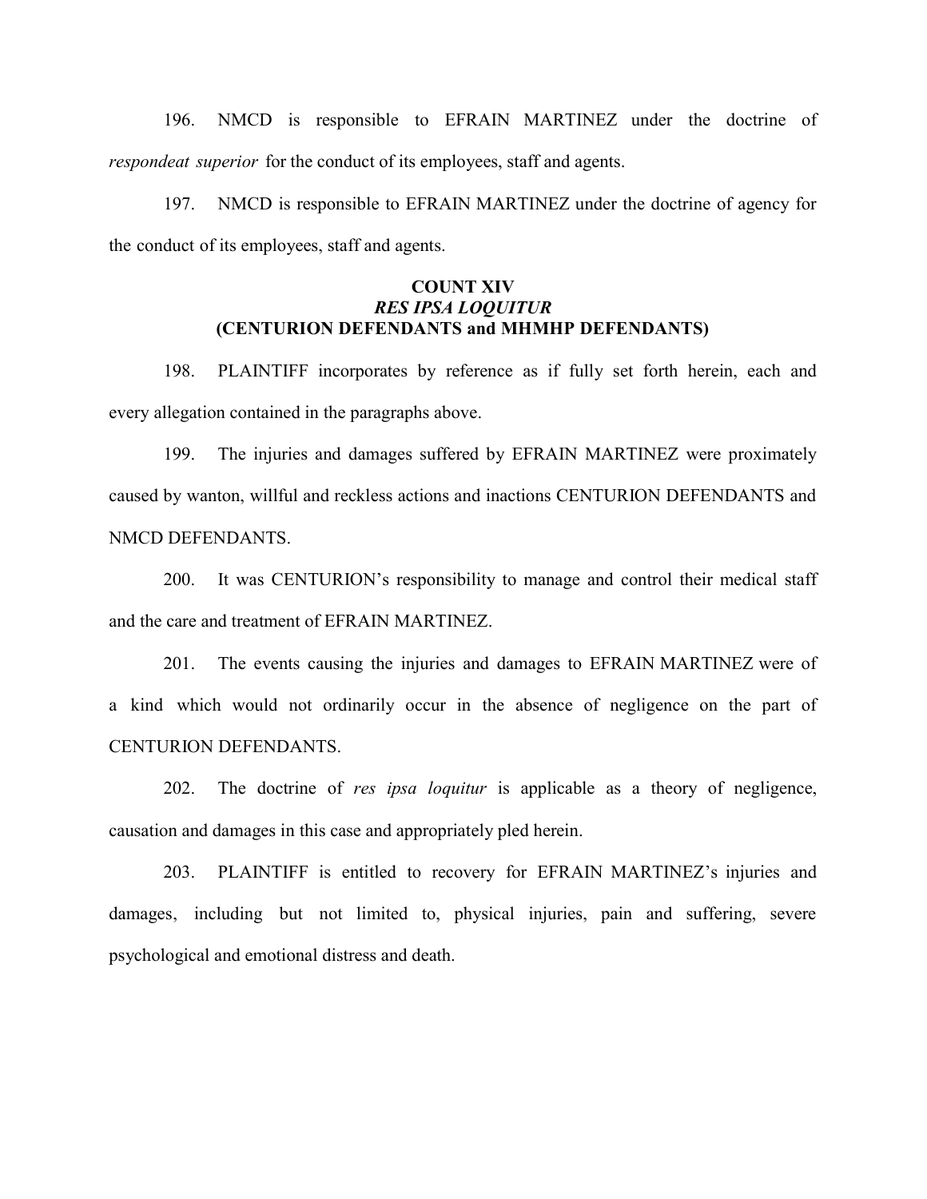196. NMCD is responsible to EFRAIN MARTINEZ under the doctrine of *respondeat superior* for the conduct of its employees, staff and agents.

197. NMCD is responsible to EFRAIN MARTINEZ under the doctrine of agency for the conduct of its employees, staff and agents.

**COUNT XIV**
***RES IPSA LOQUITUR***
**(CENTURION DEFENDANTS and MHMHP DEFENDANTS)**

198. PLAINTIFF incorporates by reference as if fully set forth herein, each and every allegation contained in the paragraphs above.

199. The injuries and damages suffered by EFRAIN MARTINEZ were proximately caused by wanton, willful and reckless actions and inactions CENTURION DEFENDANTS and NMCD DEFENDANTS.

200. It was CENTURION's responsibility to manage and control their medical staff and the care and treatment of EFRAIN MARTINEZ.

201. The events causing the injuries and damages to EFRAIN MARTINEZ were of a kind which would not ordinarily occur in the absence of negligence on the part of CENTURION DEFENDANTS.

202. The doctrine of *res ipsa loquitur* is applicable as a theory of negligence, causation and damages in this case and appropriately pled herein.

203. PLAINTIFF is entitled to recovery for EFRAIN MARTINEZ's injuries and damages, including but not limited to, physical injuries, pain and suffering, severe psychological and emotional distress and death.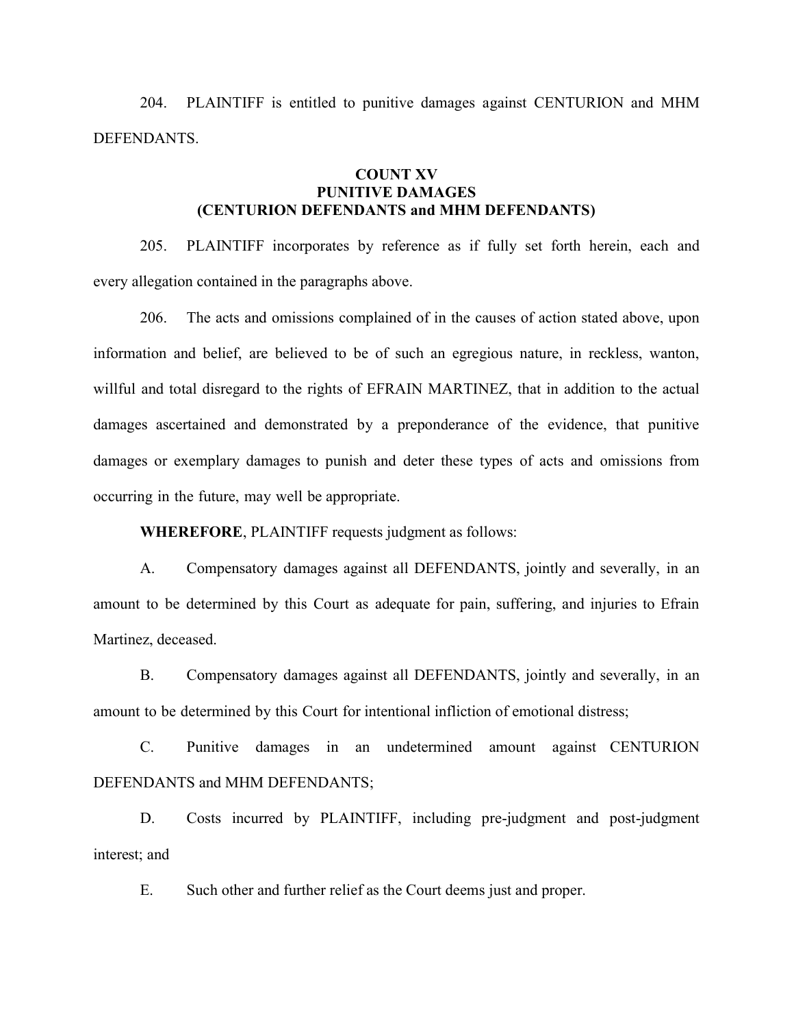204. PLAINTIFF is entitled to punitive damages against CENTURION and MHM DEFENDANTS.

**COUNT XV**
**PUNITIVE DAMAGES**
**(CENTURION DEFENDANTS and MHM DEFENDANTS)**

205. PLAINTIFF incorporates by reference as if fully set forth herein, each and every allegation contained in the paragraphs above.

206. The acts and omissions complained of in the causes of action stated above, upon information and belief, are believed to be of such an egregious nature, in reckless, wanton, willful and total disregard to the rights of EFRAIN MARTINEZ, that in addition to the actual damages ascertained and demonstrated by a preponderance of the evidence, that punitive damages or exemplary damages to punish and deter these types of acts and omissions from occurring in the future, may well be appropriate.

**WHEREFORE**, PLAINTIFF requests judgment as follows:

A. Compensatory damages against all DEFENDANTS, jointly and severally, in an amount to be determined by this Court as adequate for pain, suffering, and injuries to Efrain Martinez, deceased.

B. Compensatory damages against all DEFENDANTS, jointly and severally, in an amount to be determined by this Court for intentional infliction of emotional distress;

C. Punitive damages in an undetermined amount against CENTURION DEFENDANTS and MHM DEFENDANTS;

D. Costs incurred by PLAINTIFF, including pre-judgment and post-judgment interest; and

E. Such other and further relief as the Court deems just and proper.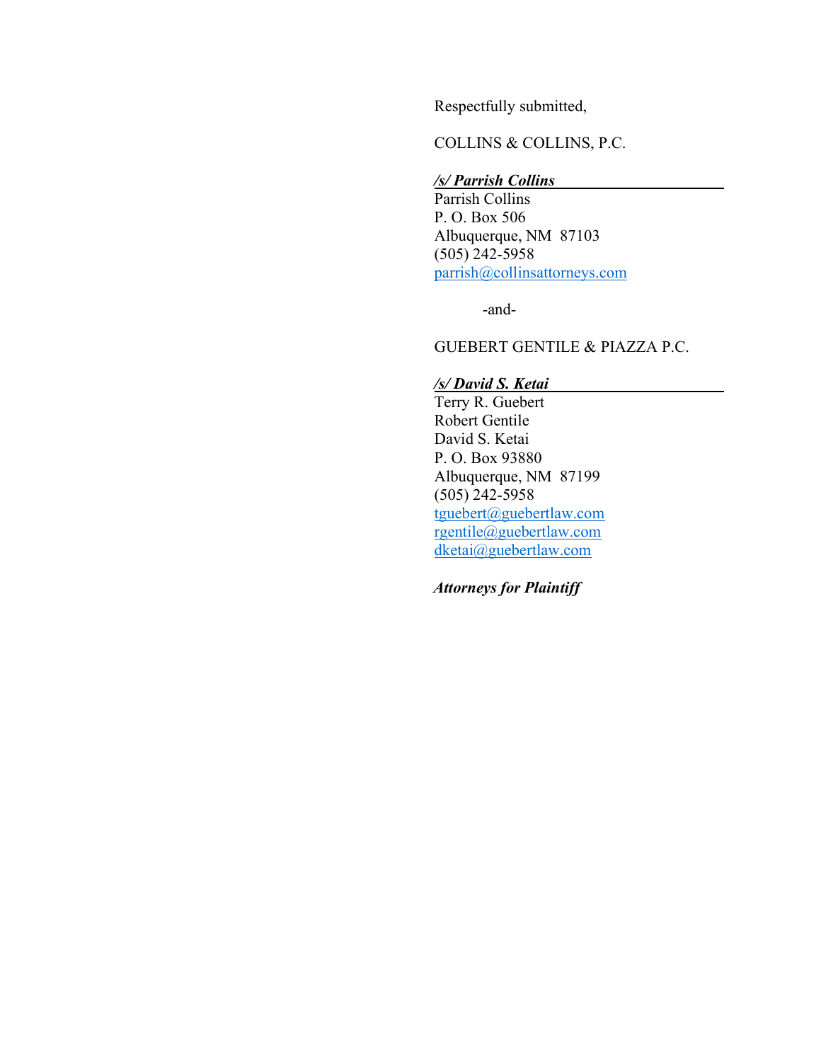Respectfully submitted,

COLLINS & COLLINS, P.C.

***/s/ Parrish Collins***
Parrish Collins
P. O. Box 506
Albuquerque, NM 87103
(505) 242-5958
parrish@collinsattorneys.com

-and-

GUEBERT GENTILE & PIAZZA P.C.

***/s/ David S. Ketai***
Terry R. Guebert
Robert Gentile
David S. Ketai
P. O. Box 93880
Albuquerque, NM 87199
(505) 242-5958
tguebert@guebertlaw.com
rgentile@guebertlaw.com
dketai@guebertlaw.com

***Attorneys for Plaintiff***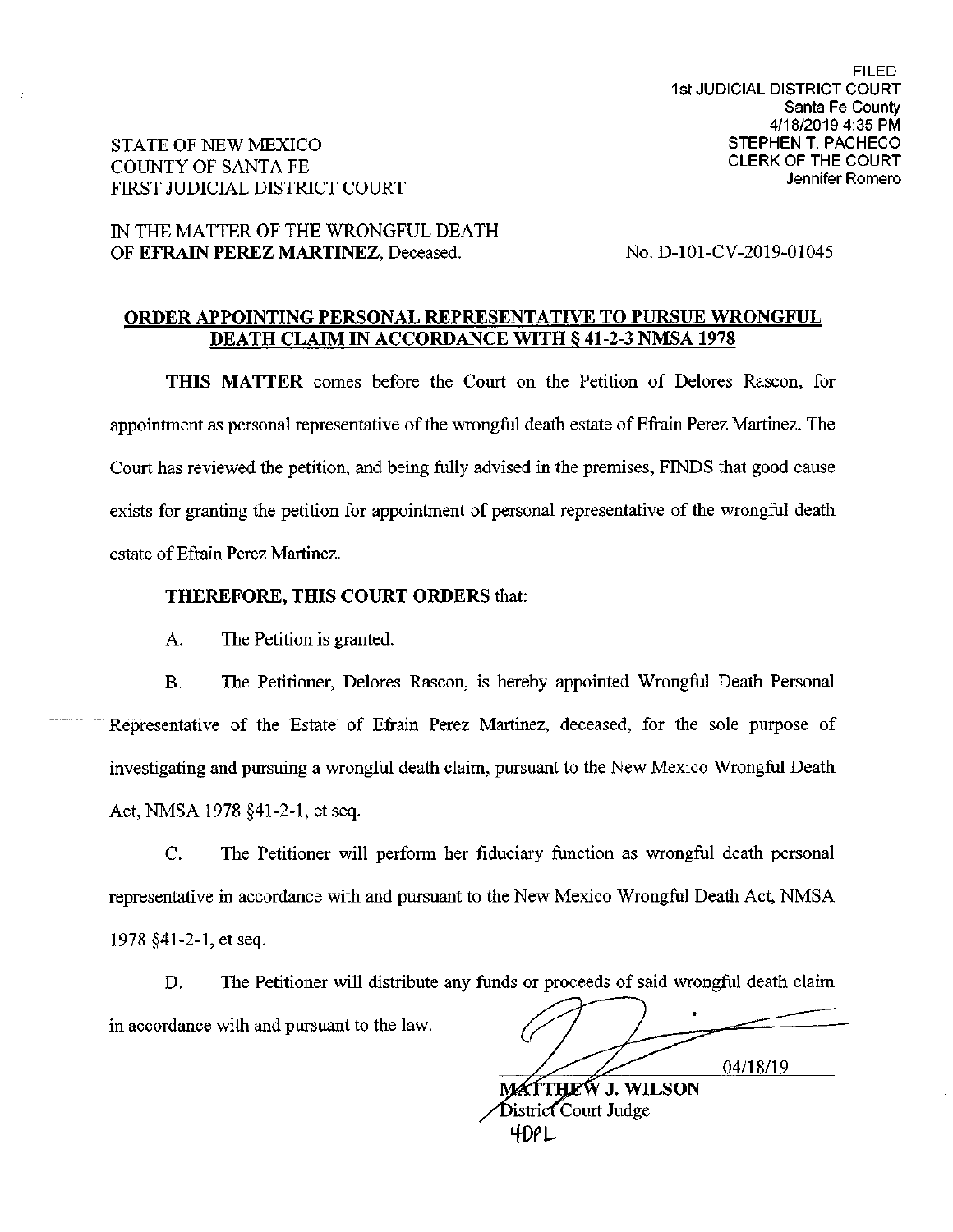FILED
1st JUDICIAL DISTRICT COURT
Santa Fe County
4/18/2019 4:35 PM
STEPHEN T. PACHECO
CLERK OF THE COURT
Jennifer Romero

STATE OF NEW MEXICO
COUNTY OF SANTA FE
FIRST JUDICIAL DISTRICT COURT

IN THE MATTER OF THE WRONGFUL DEATH
OF **EFRAIN PEREZ MARTINEZ**, Deceased.

No. D-101-CV-2019-01045

**ORDER APPOINTING PERSONAL REPRESENTATIVE TO PURSUE WRONGFUL DEATH CLAIM IN ACCORDANCE WITH § 41-2-3 NMSA 1978**

**THIS MATTER** comes before the Court on the Petition of Delores Rascon, for appointment as personal representative of the wrongful death estate of Efrain Perez Martinez. The Court has reviewed the petition, and being fully advised in the premises, FINDS that good cause exists for granting the petition for appointment of personal representative of the wrongful death estate of Efrain Perez Martinez.

**THEREFORE, THIS COURT ORDERS** that:

A. The Petition is granted.

B. The Petitioner, Delores Rascon, is hereby appointed Wrongful Death Personal Representative of the Estate of Efrain Perez Martinez, deceased, for the sole purpose of investigating and pursuing a wrongful death claim, pursuant to the New Mexico Wrongful Death Act, NMSA 1978 §41-2-1, et seq.

C. The Petitioner will perform her fiduciary function as wrongful death personal representative in accordance with and pursuant to the New Mexico Wrongful Death Act, NMSA 1978 §41-2-1, et seq.

D. The Petitioner will distribute any funds or proceeds of said wrongful death claim in accordance with and pursuant to the law.

04/18/19

**MATTHEW J. WILSON**
District Court Judge
4DPL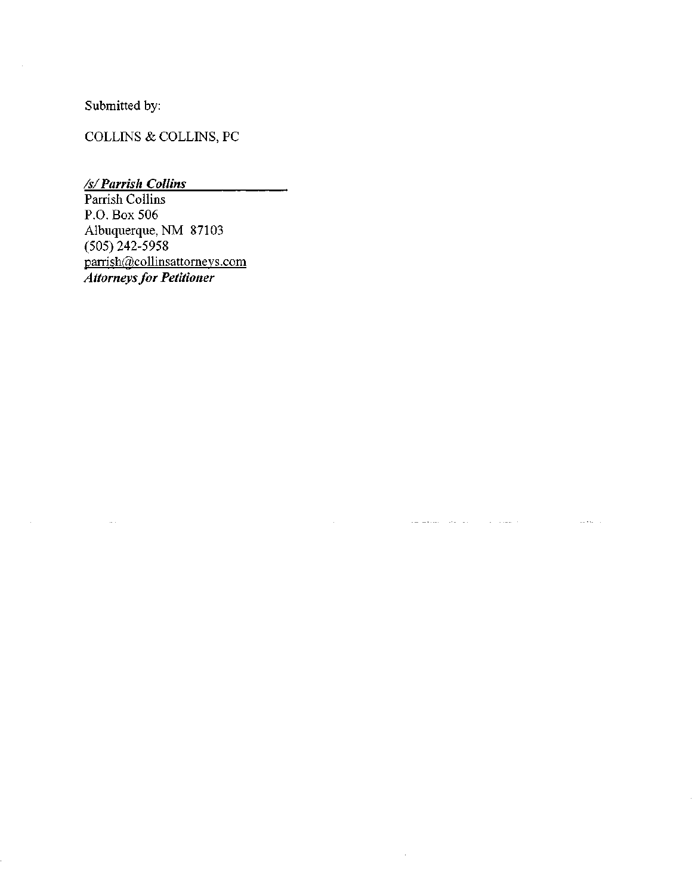Submitted by:

COLLINS & COLLINS, PC

***/s/ Parrish Collins***
Parrish Collins
P.O. Box 506
Albuquerque, NM 87103
(505) 242-5958
parrish@collinsattorneys.com
***Attorneys for Petitioner***